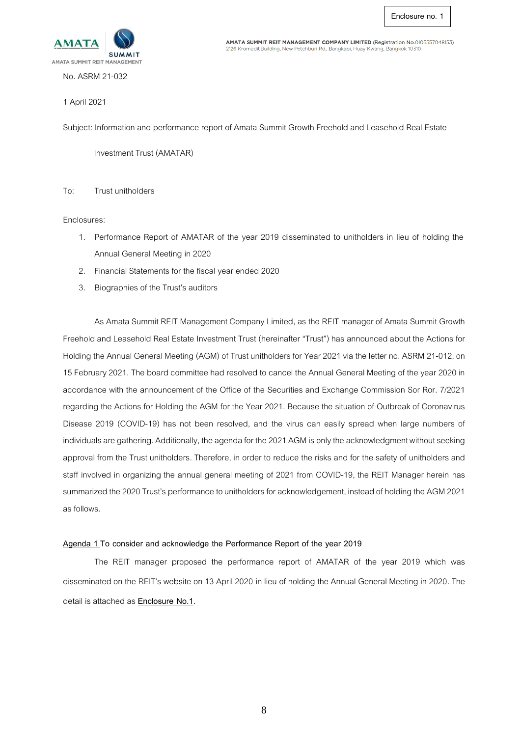Enclosure no. 1

AMATA SUMMIT REIT MANAGEMENT

**AMATA SUMMIT REIT MANAGEMENT COMPANY LIMITED** (Registration No.0105557048153)
2126 Kromadit Building, New Petchburi Rd., Bangkapi, Huay Kwang, Bangkok 10310

No. ASRM 21-032

1 April 2021

Subject: Information and performance report of Amata Summit Growth Freehold and Leasehold Real Estate Investment Trust (AMATAR)

To: Trust unitholders

Enclosures:

1. Performance Report of AMATAR of the year 2019 disseminated to unitholders in lieu of holding the Annual General Meeting in 2020
2. Financial Statements for the fiscal year ended 2020
3. Biographies of the Trust's auditors

As Amata Summit REIT Management Company Limited, as the REIT manager of Amata Summit Growth Freehold and Leasehold Real Estate Investment Trust (hereinafter "Trust") has announced about the Actions for Holding the Annual General Meeting (AGM) of Trust unitholders for Year 2021 via the letter no. ASRM 21-012, on 15 February 2021. The board committee had resolved to cancel the Annual General Meeting of the year 2020 in accordance with the announcement of the Office of the Securities and Exchange Commission Sor Ror. 7/2021 regarding the Actions for Holding the AGM for the Year 2021. Because the situation of Outbreak of Coronavirus Disease 2019 (COVID-19) has not been resolved, and the virus can easily spread when large numbers of individuals are gathering. Additionally, the agenda for the 2021 AGM is only the acknowledgment without seeking approval from the Trust unitholders. Therefore, in order to reduce the risks and for the safety of unitholders and staff involved in organizing the annual general meeting of 2021 from COVID-19, the REIT Manager herein has summarized the 2020 Trust's performance to unitholders for acknowledgement, instead of holding the AGM 2021 as follows.

**Agenda 1 To consider and acknowledge the Performance Report of the year 2019**

The REIT manager proposed the performance report of AMATAR of the year 2019 which was disseminated on the REIT's website on 13 April 2020 in lieu of holding the Annual General Meeting in 2020. The detail is attached as **Enclosure No.1**.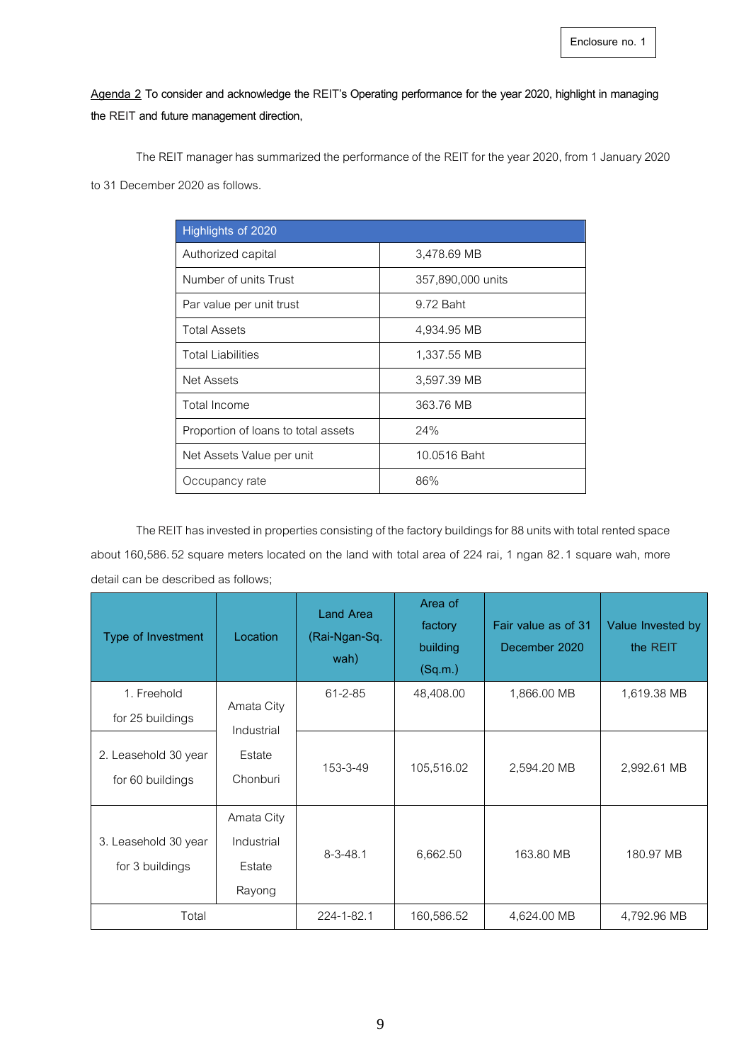Enclosure no. 1

Agenda 2 **To consider and acknowledge the REIT's Operating performance for the year 2020, highlight in managing the REIT and future management direction,**

The REIT manager has summarized the performance of the REIT for the year 2020, from 1 January 2020 to 31 December 2020 as follows.

| Highlights of 2020 | |
|---|---|
| Authorized capital | 3,478.69 MB |
| Number of units Trust | 357,890,000 units |
| Par value per unit trust | 9.72 Baht |
| Total Assets | 4,934.95 MB |
| Total Liabilities | 1,337.55 MB |
| Net Assets | 3,597.39 MB |
| Total Income | 363.76 MB |
| Proportion of loans to total assets | 24% |
| Net Assets Value per unit | 10.0516 Baht |
| Occupancy rate | 86% |

The REIT has invested in properties consisting of the factory buildings for 88 units with total rented space about 160,586.52 square meters located on the land with total area of 224 rai, 1 ngan 82.1 square wah, more detail can be described as follows;

| Type of Investment | Location | Land Area (Rai-Ngan-Sq. wah) | Area of factory building (Sq.m.) | Fair value as of 31 December 2020 | Value Invested by the REIT |
|---|---|---|---|---|---|
| 1. Freehold for 25 buildings | Amata City Industrial Estate Chonburi | 61-2-85 | 48,408.00 | 1,866.00 MB | 1,619.38 MB |
| 2. Leasehold 30 year for 60 buildings | | 153-3-49 | 105,516.02 | 2,594.20 MB | 2,992.61 MB |
| 3. Leasehold 30 year for 3 buildings | Amata City Industrial Estate Rayong | 8-3-48.1 | 6,662.50 | 163.80 MB | 180.97 MB |
| Total | | 224-1-82.1 | 160,586.52 | 4,624.00 MB | 4,792.96 MB |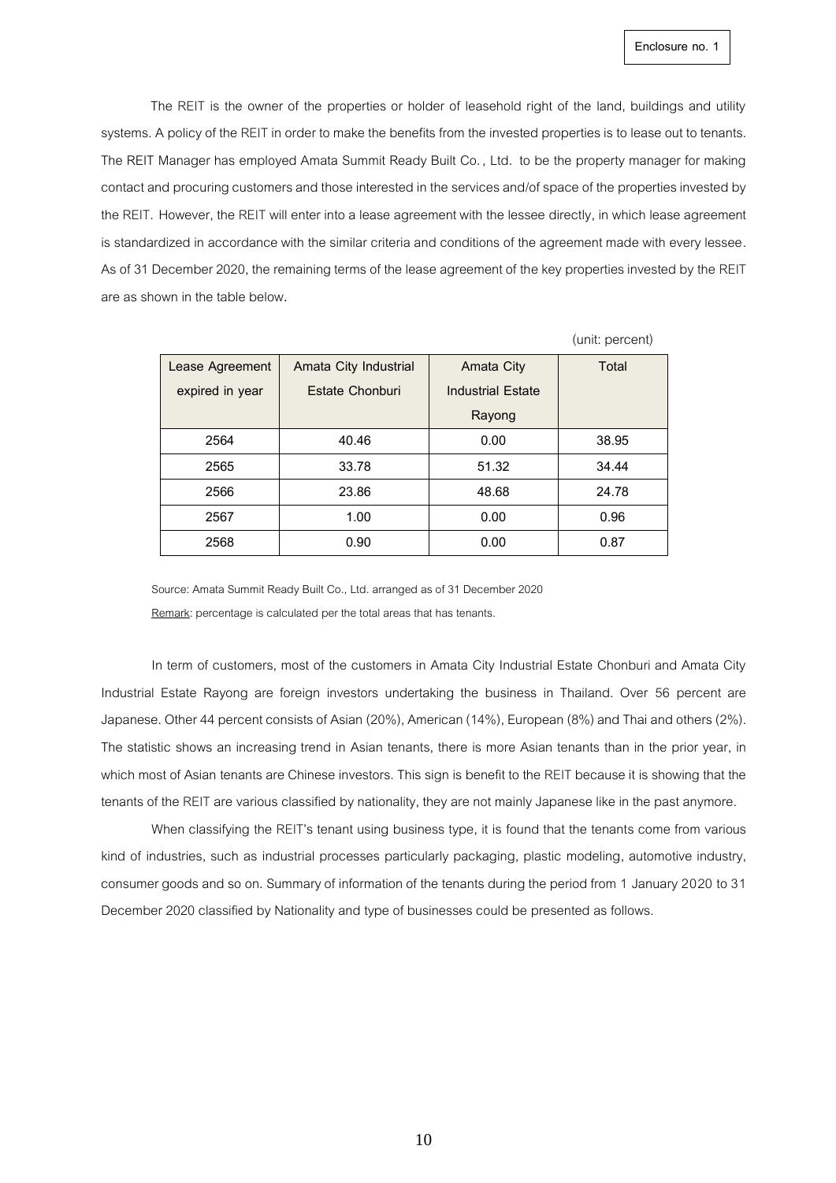Enclosure no. 1

The REIT is the owner of the properties or holder of leasehold right of the land, buildings and utility systems. A policy of the REIT in order to make the benefits from the invested properties is to lease out to tenants. The REIT Manager has employed Amata Summit Ready Built Co., Ltd. to be the property manager for making contact and procuring customers and those interested in the services and/of space of the properties invested by the REIT. However, the REIT will enter into a lease agreement with the lessee directly, in which lease agreement is standardized in accordance with the similar criteria and conditions of the agreement made with every lessee. As of 31 December 2020, the remaining terms of the lease agreement of the key properties invested by the REIT are as shown in the table below.

(unit: percent)

| Lease Agreement expired in year | Amata City Industrial Estate Chonburi | Amata City Industrial Estate Rayong | Total |
|---|---|---|---|
| 2564 | 40.46 | 0.00 | 38.95 |
| 2565 | 33.78 | 51.32 | 34.44 |
| 2566 | 23.86 | 48.68 | 24.78 |
| 2567 | 1.00 | 0.00 | 0.96 |
| 2568 | 0.90 | 0.00 | 0.87 |

Source: Amata Summit Ready Built Co., Ltd. arranged as of 31 December 2020

Remark: percentage is calculated per the total areas that has tenants.

In term of customers, most of the customers in Amata City Industrial Estate Chonburi and Amata City Industrial Estate Rayong are foreign investors undertaking the business in Thailand. Over 56 percent are Japanese. Other 44 percent consists of Asian (20%), American (14%), European (8%) and Thai and others (2%). The statistic shows an increasing trend in Asian tenants, there is more Asian tenants than in the prior year, in which most of Asian tenants are Chinese investors. This sign is benefit to the REIT because it is showing that the tenants of the REIT are various classified by nationality, they are not mainly Japanese like in the past anymore.

When classifying the REIT's tenant using business type, it is found that the tenants come from various kind of industries, such as industrial processes particularly packaging, plastic modeling, automotive industry, consumer goods and so on. Summary of information of the tenants during the period from 1 January 2020 to 31 December 2020 classified by Nationality and type of businesses could be presented as follows.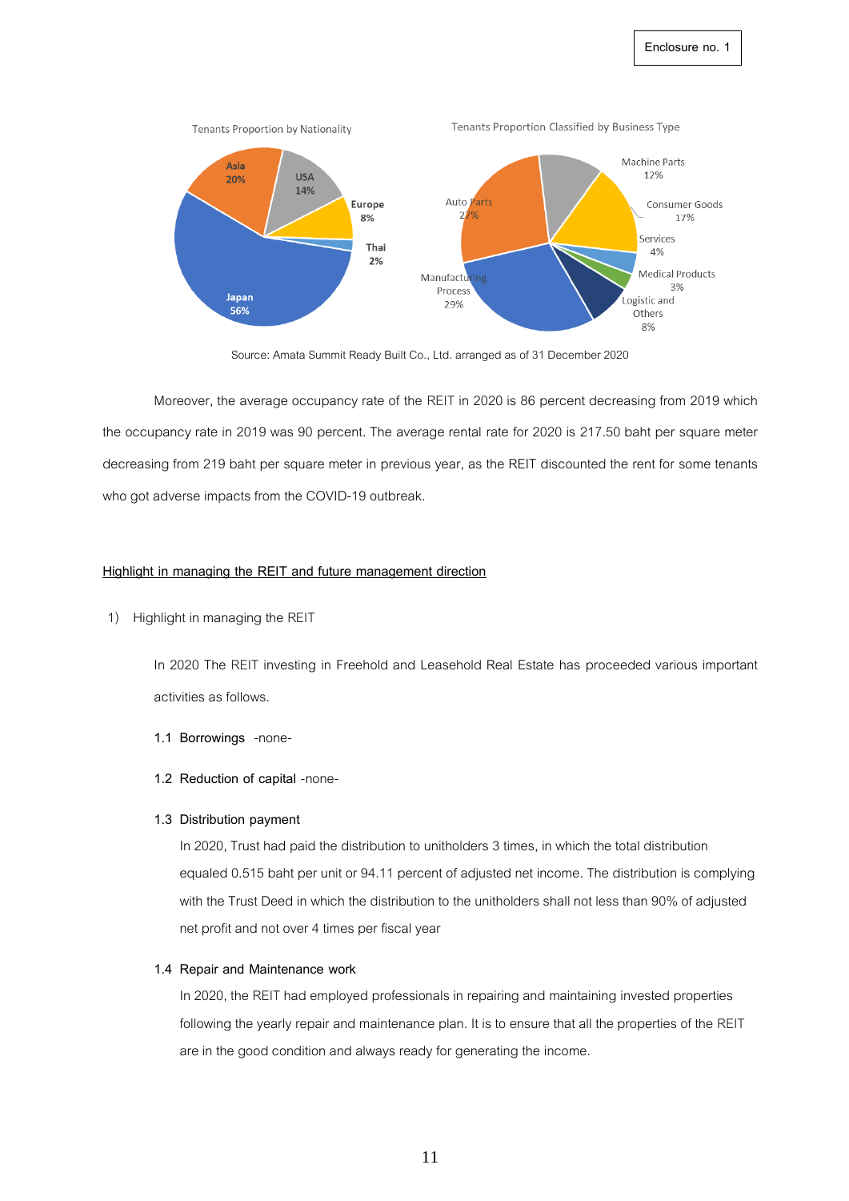Tenants Proportion by Nationality

| Nationality | Proportion |
|---|---|
| Japan | 56% |
| Asia | 20% |
| USA | 14% |
| Europe | 8% |
| Thai | 2% |

Tenants Proportion Classified by Business Type

| Business Type | Proportion |
|---|---|
| Manufacturing Process | 29% |
| Auto Parts | 27% |
| Consumer Goods | 17% |
| Machine Parts | 12% |
| Logistic and Others | 8% |
| Services | 4% |
| Medical Products | 3% |

Source: Amata Summit Ready Built Co., Ltd. arranged as of 31 December 2020

Moreover, the average occupancy rate of the REIT in 2020 is 86 percent decreasing from 2019 which the occupancy rate in 2019 was 90 percent. The average rental rate for 2020 is 217.50 baht per square meter decreasing from 219 baht per square meter in previous year, as the REIT discounted the rent for some tenants who got adverse impacts from the COVID-19 outbreak.

**Highlight in managing the REIT and future management direction**

1) Highlight in managing the REIT

In 2020 The REIT investing in Freehold and Leasehold Real Estate has proceeded various important activities as follows.

**1.1 Borrowings** -none-

**1.2 Reduction of capital** -none-

**1.3 Distribution payment**

In 2020, Trust had paid the distribution to unitholders 3 times, in which the total distribution equaled 0.515 baht per unit or 94.11 percent of adjusted net income. The distribution is complying with the Trust Deed in which the distribution to the unitholders shall not less than 90% of adjusted net profit and not over 4 times per fiscal year

**1.4 Repair and Maintenance work**

In 2020, the REIT had employed professionals in repairing and maintaining invested properties following the yearly repair and maintenance plan. It is to ensure that all the properties of the REIT are in the good condition and always ready for generating the income.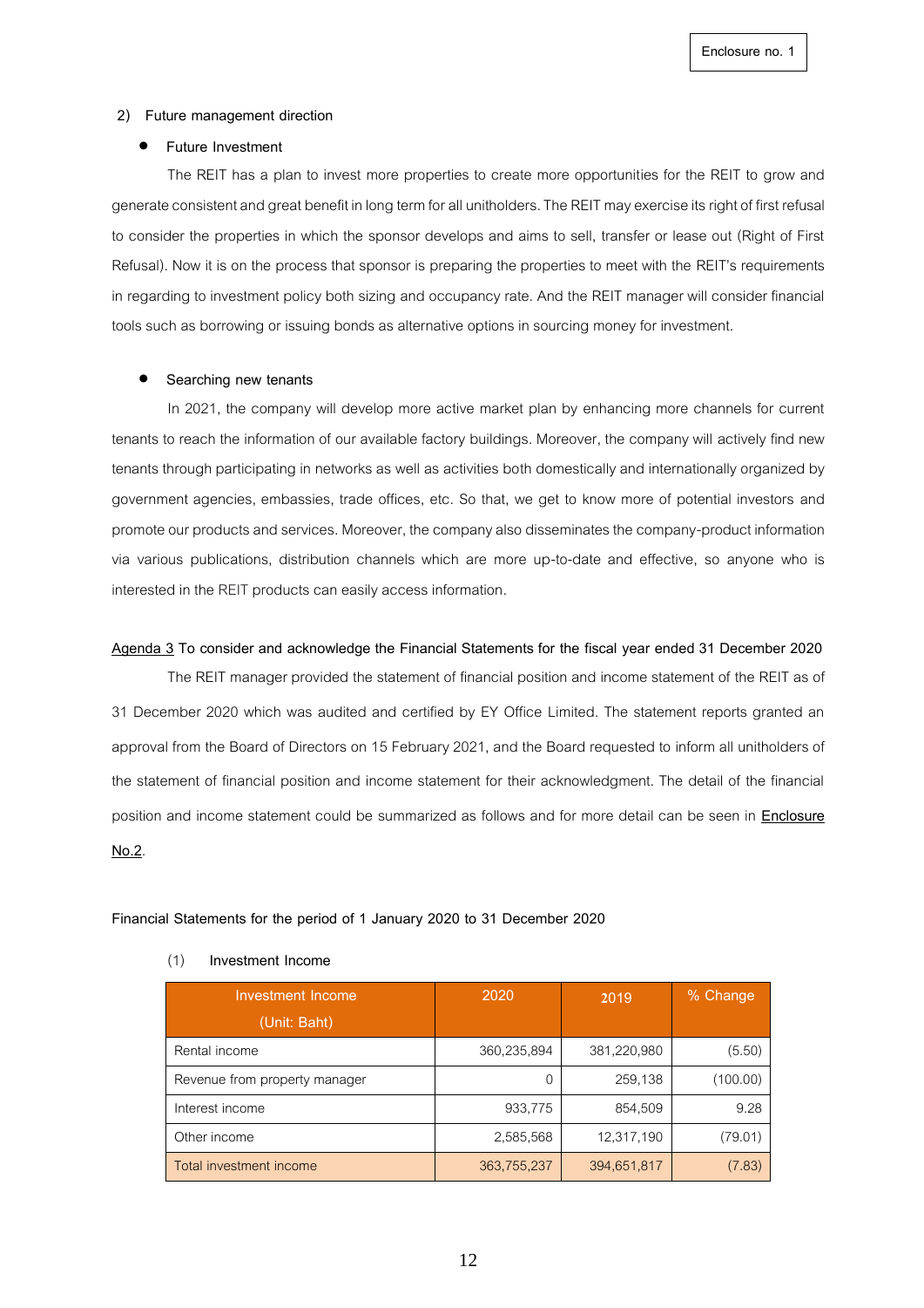Enclosure no. 1

**2) Future management direction**

- **Future Investment**

The REIT has a plan to invest more properties to create more opportunities for the REIT to grow and generate consistent and great benefit in long term for all unitholders. The REIT may exercise its right of first refusal to consider the properties in which the sponsor develops and aims to sell, transfer or lease out (Right of First Refusal). Now it is on the process that sponsor is preparing the properties to meet with the REIT's requirements in regarding to investment policy both sizing and occupancy rate. And the REIT manager will consider financial tools such as borrowing or issuing bonds as alternative options in sourcing money for investment.

- **Searching new tenants**

In 2021, the company will develop more active market plan by enhancing more channels for current tenants to reach the information of our available factory buildings. Moreover, the company will actively find new tenants through participating in networks as well as activities both domestically and internationally organized by government agencies, embassies, trade offices, etc. So that, we get to know more of potential investors and promote our products and services. Moreover, the company also disseminates the company-product information via various publications, distribution channels which are more up-to-date and effective, so anyone who is interested in the REIT products can easily access information.

**Agenda 3 To consider and acknowledge the Financial Statements for the fiscal year ended 31 December 2020**

The REIT manager provided the statement of financial position and income statement of the REIT as of 31 December 2020 which was audited and certified by EY Office Limited. The statement reports granted an approval from the Board of Directors on 15 February 2021, and the Board requested to inform all unitholders of the statement of financial position and income statement for their acknowledgment. The detail of the financial position and income statement could be summarized as follows and for more detail can be seen in **Enclosure No.2**.

**Financial Statements for the period of 1 January 2020 to 31 December 2020**

(1) **Investment Income**

| Investment Income (Unit: Baht) | 2020 | 2019 | % Change |
|---|---|---|---|
| Rental income | 360,235,894 | 381,220,980 | (5.50) |
| Revenue from property manager | 0 | 259,138 | (100.00) |
| Interest income | 933,775 | 854,509 | 9.28 |
| Other income | 2,585,568 | 12,317,190 | (79.01) |
| Total investment income | 363,755,237 | 394,651,817 | (7.83) |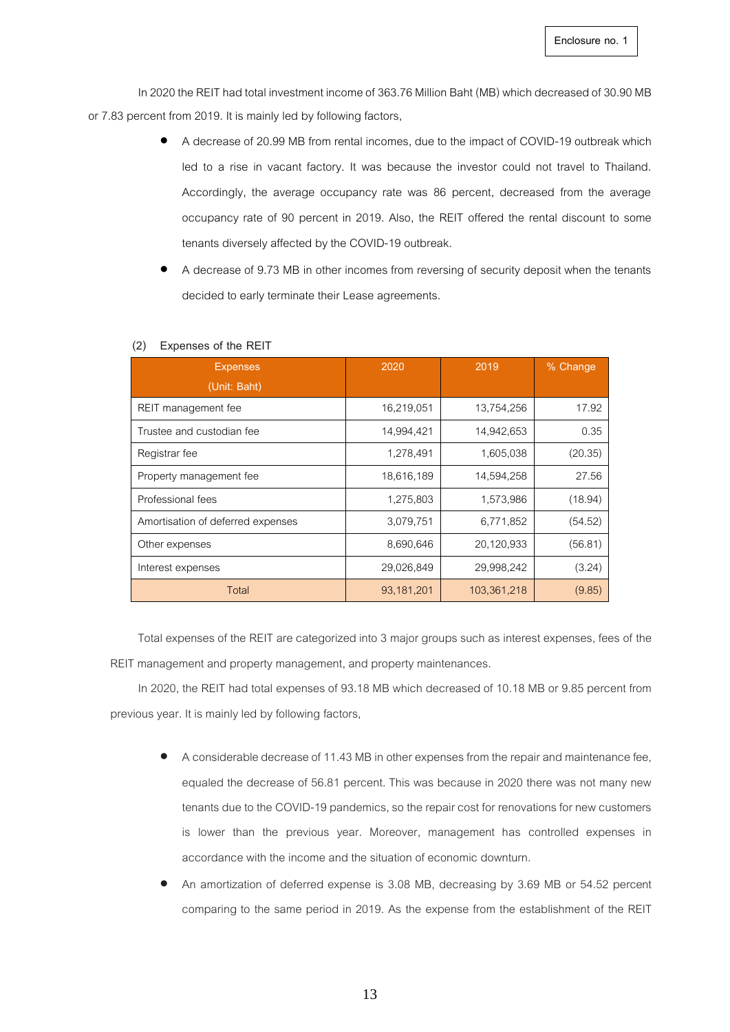Enclosure no. 1

In 2020 the REIT had total investment income of 363.76 Million Baht (MB) which decreased of 30.90 MB or 7.83 percent from 2019. It is mainly led by following factors,

- A decrease of 20.99 MB from rental incomes, due to the impact of COVID-19 outbreak which led to a rise in vacant factory. It was because the investor could not travel to Thailand. Accordingly, the average occupancy rate was 86 percent, decreased from the average occupancy rate of 90 percent in 2019. Also, the REIT offered the rental discount to some tenants diversely affected by the COVID-19 outbreak.
- A decrease of 9.73 MB in other incomes from reversing of security deposit when the tenants decided to early terminate their Lease agreements.

(2) Expenses of the REIT

| Expenses (Unit: Baht) | 2020 | 2019 | % Change |
|---|---|---|---|
| REIT management fee | 16,219,051 | 13,754,256 | 17.92 |
| Trustee and custodian fee | 14,994,421 | 14,942,653 | 0.35 |
| Registrar fee | 1,278,491 | 1,605,038 | (20.35) |
| Property management fee | 18,616,189 | 14,594,258 | 27.56 |
| Professional fees | 1,275,803 | 1,573,986 | (18.94) |
| Amortisation of deferred expenses | 3,079,751 | 6,771,852 | (54.52) |
| Other expenses | 8,690,646 | 20,120,933 | (56.81) |
| Interest expenses | 29,026,849 | 29,998,242 | (3.24) |
| Total | 93,181,201 | 103,361,218 | (9.85) |

Total expenses of the REIT are categorized into 3 major groups such as interest expenses, fees of the REIT management and property management, and property maintenances.

In 2020, the REIT had total expenses of 93.18 MB which decreased of 10.18 MB or 9.85 percent from previous year. It is mainly led by following factors,

- A considerable decrease of 11.43 MB in other expenses from the repair and maintenance fee, equaled the decrease of 56.81 percent. This was because in 2020 there was not many new tenants due to the COVID-19 pandemics, so the repair cost for renovations for new customers is lower than the previous year. Moreover, management has controlled expenses in accordance with the income and the situation of economic downturn.
- An amortization of deferred expense is 3.08 MB, decreasing by 3.69 MB or 54.52 percent comparing to the same period in 2019. As the expense from the establishment of the REIT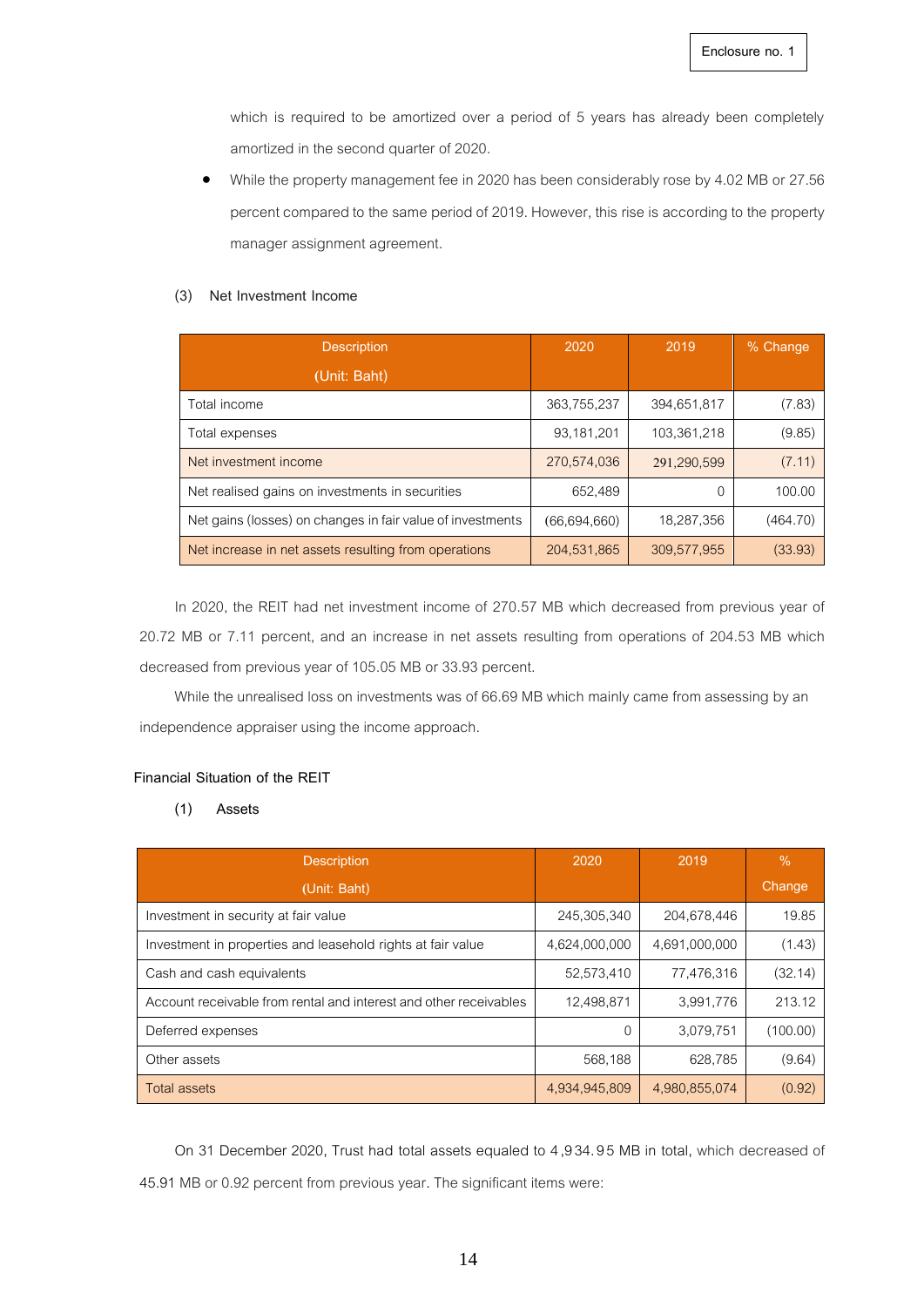which is required to be amortized over a period of 5 years has already been completely amortized in the second quarter of 2020.

- While the property management fee in 2020 has been considerably rose by 4.02 MB or 27.56 percent compared to the same period of 2019. However, this rise is according to the property manager assignment agreement.

(3) Net Investment Income

| Description (Unit: Baht) | 2020 | 2019 | % Change |
|---|---|---|---|
| Total income | 363,755,237 | 394,651,817 | (7.83) |
| Total expenses | 93,181,201 | 103,361,218 | (9.85) |
| Net investment income | 270,574,036 | 291,290,599 | (7.11) |
| Net realised gains on investments in securities | 652,489 | 0 | 100.00 |
| Net gains (losses) on changes in fair value of investments | (66,694,660) | 18,287,356 | (464.70) |
| Net increase in net assets resulting from operations | 204,531,865 | 309,577,955 | (33.93) |

In 2020, the REIT had net investment income of 270.57 MB which decreased from previous year of 20.72 MB or 7.11 percent, and an increase in net assets resulting from operations of 204.53 MB which decreased from previous year of 105.05 MB or 33.93 percent.

While the unrealised loss on investments was of 66.69 MB which mainly came from assessing by an independence appraiser using the income approach.

**Financial Situation of the REIT**

(1) Assets

| Description (Unit: Baht) | 2020 | 2019 | % Change |
|---|---|---|---|
| Investment in security at fair value | 245,305,340 | 204,678,446 | 19.85 |
| Investment in properties and leasehold rights at fair value | 4,624,000,000 | 4,691,000,000 | (1.43) |
| Cash and cash equivalents | 52,573,410 | 77,476,316 | (32.14) |
| Account receivable from rental and interest and other receivables | 12,498,871 | 3,991,776 | 213.12 |
| Deferred expenses | 0 | 3,079,751 | (100.00) |
| Other assets | 568,188 | 628,785 | (9.64) |
| Total assets | 4,934,945,809 | 4,980,855,074 | (0.92) |

On 31 December 2020, Trust had total assets equaled to 4,934.95 MB in total, which decreased of 45.91 MB or 0.92 percent from previous year. The significant items were: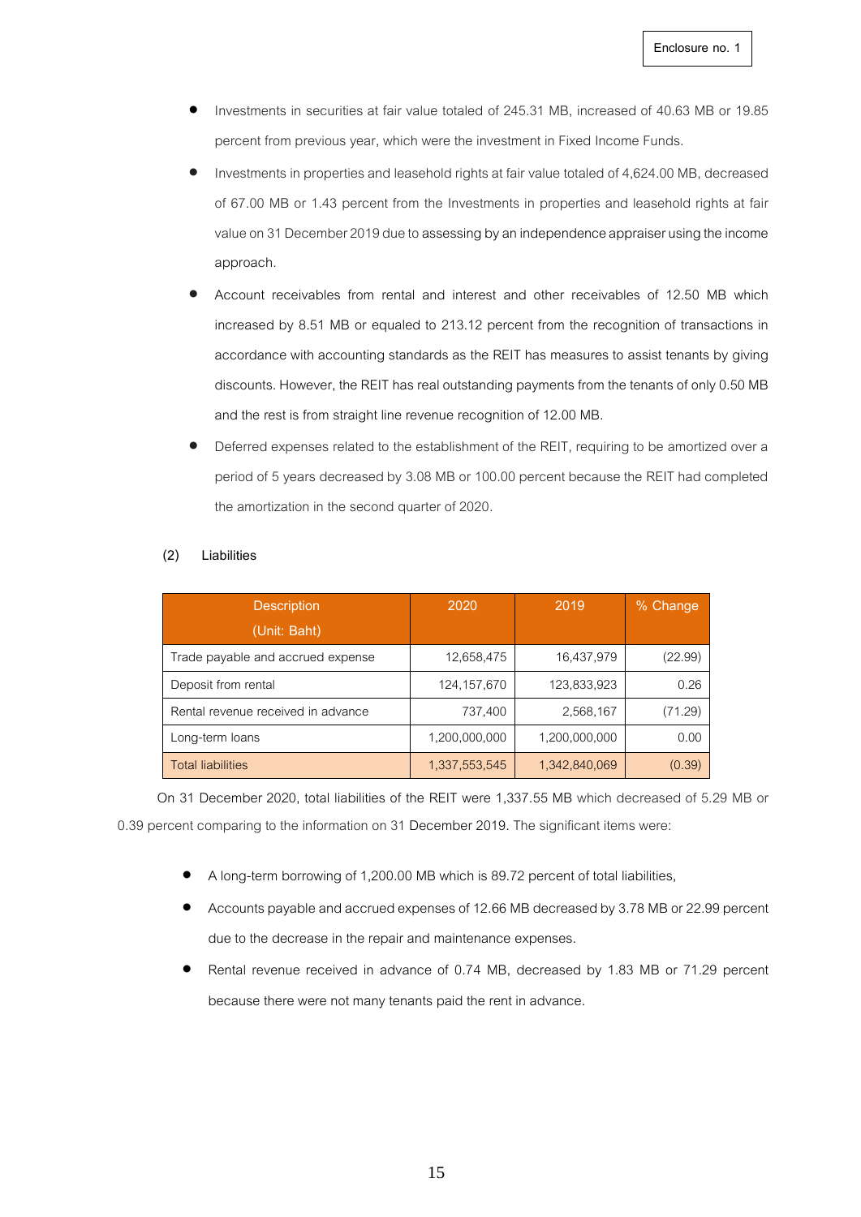Enclosure no. 1

- Investments in securities at fair value totaled of 245.31 MB, increased of 40.63 MB or 19.85 percent from previous year, which were the investment in Fixed Income Funds.
- Investments in properties and leasehold rights at fair value totaled of 4,624.00 MB, decreased of 67.00 MB or 1.43 percent from the Investments in properties and leasehold rights at fair value on 31 December 2019 due to assessing by an independence appraiser using the income approach.
- Account receivables from rental and interest and other receivables of 12.50 MB which increased by 8.51 MB or equaled to 213.12 percent from the recognition of transactions in accordance with accounting standards as the REIT has measures to assist tenants by giving discounts. However, the REIT has real outstanding payments from the tenants of only 0.50 MB and the rest is from straight line revenue recognition of 12.00 MB.
- Deferred expenses related to the establishment of the REIT, requiring to be amortized over a period of 5 years decreased by 3.08 MB or 100.00 percent because the REIT had completed the amortization in the second quarter of 2020.

(2) Liabilities

| Description (Unit: Baht) | 2020 | 2019 | % Change |
|---|---|---|---|
| Trade payable and accrued expense | 12,658,475 | 16,437,979 | (22.99) |
| Deposit from rental | 124,157,670 | 123,833,923 | 0.26 |
| Rental revenue received in advance | 737,400 | 2,568,167 | (71.29) |
| Long-term loans | 1,200,000,000 | 1,200,000,000 | 0.00 |
| Total liabilities | 1,337,553,545 | 1,342,840,069 | (0.39) |

On 31 December 2020, total liabilities of the REIT were 1,337.55 MB which decreased of 5.29 MB or 0.39 percent comparing to the information on 31 December 2019. The significant items were:

- A long-term borrowing of 1,200.00 MB which is 89.72 percent of total liabilities,
- Accounts payable and accrued expenses of 12.66 MB decreased by 3.78 MB or 22.99 percent due to the decrease in the repair and maintenance expenses.
- Rental revenue received in advance of 0.74 MB, decreased by 1.83 MB or 71.29 percent because there were not many tenants paid the rent in advance.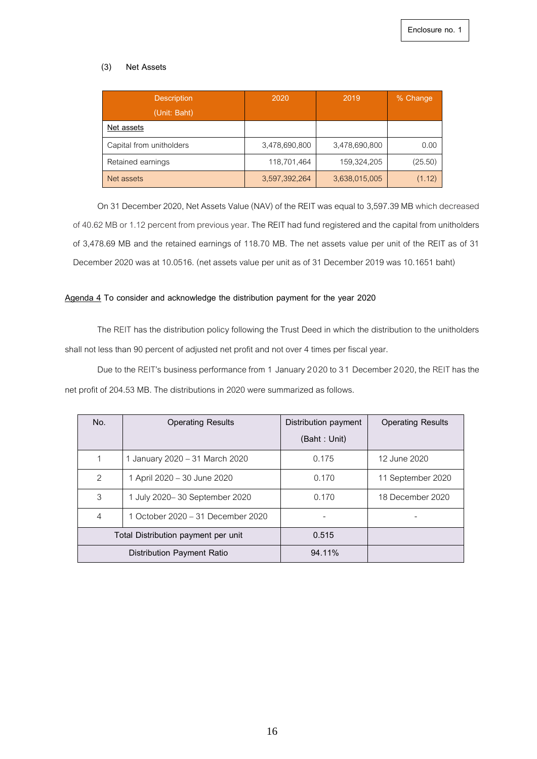Enclosure no. 1

(3) Net Assets

| Description (Unit: Baht) | 2020 | 2019 | % Change |
|---|---|---|---|
| Net assets | | | |
| Capital from unitholders | 3,478,690,800 | 3,478,690,800 | 0.00 |
| Retained earnings | 118,701,464 | 159,324,205 | (25.50) |
| Net assets | 3,597,392,264 | 3,638,015,005 | (1.12) |

On 31 December 2020, Net Assets Value (NAV) of the REIT was equal to 3,597.39 MB which decreased of 40.62 MB or 1.12 percent from previous year. The REIT had fund registered and the capital from unitholders of 3,478.69 MB and the retained earnings of 118.70 MB. The net assets value per unit of the REIT as of 31 December 2020 was at 10.0516. (net assets value per unit as of 31 December 2019 was 10.1651 baht)

**Agenda 4 To consider and acknowledge the distribution payment for the year 2020**

The REIT has the distribution policy following the Trust Deed in which the distribution to the unitholders shall not less than 90 percent of adjusted net profit and not over 4 times per fiscal year.

Due to the REIT's business performance from 1 January 2020 to 31 December 2020, the REIT has the net profit of 204.53 MB. The distributions in 2020 were summarized as follows.

| No. | Operating Results | Distribution payment (Baht : Unit) | Operating Results |
|---|---|---|---|
| 1 | 1 January 2020 – 31 March 2020 | 0.175 | 12 June 2020 |
| 2 | 1 April 2020 – 30 June 2020 | 0.170 | 11 September 2020 |
| 3 | 1 July 2020– 30 September 2020 | 0.170 | 18 December 2020 |
| 4 | 1 October 2020 – 31 December 2020 | - | - |
| Total Distribution payment per unit | | 0.515 | |
| Distribution Payment Ratio | | 94.11% | |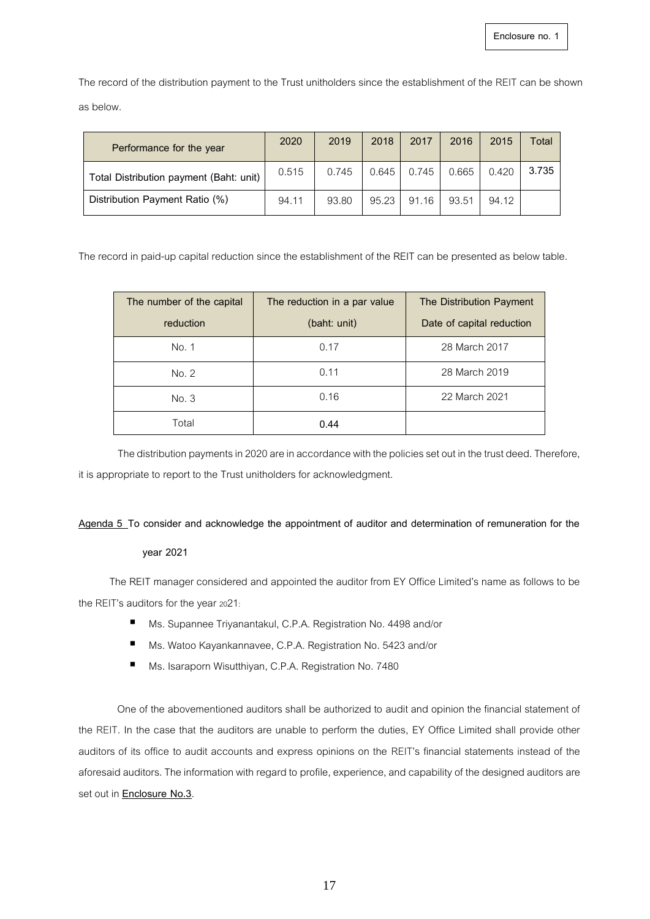Enclosure no. 1

The record of the distribution payment to the Trust unitholders since the establishment of the REIT can be shown as below.

| Performance for the year | 2020 | 2019 | 2018 | 2017 | 2016 | 2015 | Total |
|---|---|---|---|---|---|---|---|
| Total Distribution payment (Baht: unit) | 0.515 | 0.745 | 0.645 | 0.745 | 0.665 | 0.420 | **3.735** |
| Distribution Payment Ratio (%) | 94.11 | 93.80 | 95.23 | 91.16 | 93.51 | 94.12 | |

The record in paid-up capital reduction since the establishment of the REIT can be presented as below table.

| The number of the capital reduction | The reduction in a par value (baht: unit) | The Distribution Payment Date of capital reduction |
|---|---|---|
| No. 1 | 0.17 | 28 March 2017 |
| No. 2 | 0.11 | 28 March 2019 |
| No. 3 | 0.16 | 22 March 2021 |
| Total | **0.44** | |

The distribution payments in 2020 are in accordance with the policies set out in the trust deed. Therefore, it is appropriate to report to the Trust unitholders for acknowledgment.

**Agenda 5 To consider and acknowledge the appointment of auditor and determination of remuneration for the year 2021**

The REIT manager considered and appointed the auditor from EY Office Limited's name as follows to be the REIT's auditors for the year 2021:

- Ms. Supannee Triyanantakul, C.P.A. Registration No. 4498 and/or
- Ms. Watoo Kayankannavee, C.P.A. Registration No. 5423 and/or
- Ms. Isaraporn Wisutthiyan, C.P.A. Registration No. 7480

One of the abovementioned auditors shall be authorized to audit and opinion the financial statement of the REIT. In the case that the auditors are unable to perform the duties, EY Office Limited shall provide other auditors of its office to audit accounts and express opinions on the REIT's financial statements instead of the aforesaid auditors. The information with regard to profile, experience, and capability of the designed auditors are set out in **Enclosure No.3**.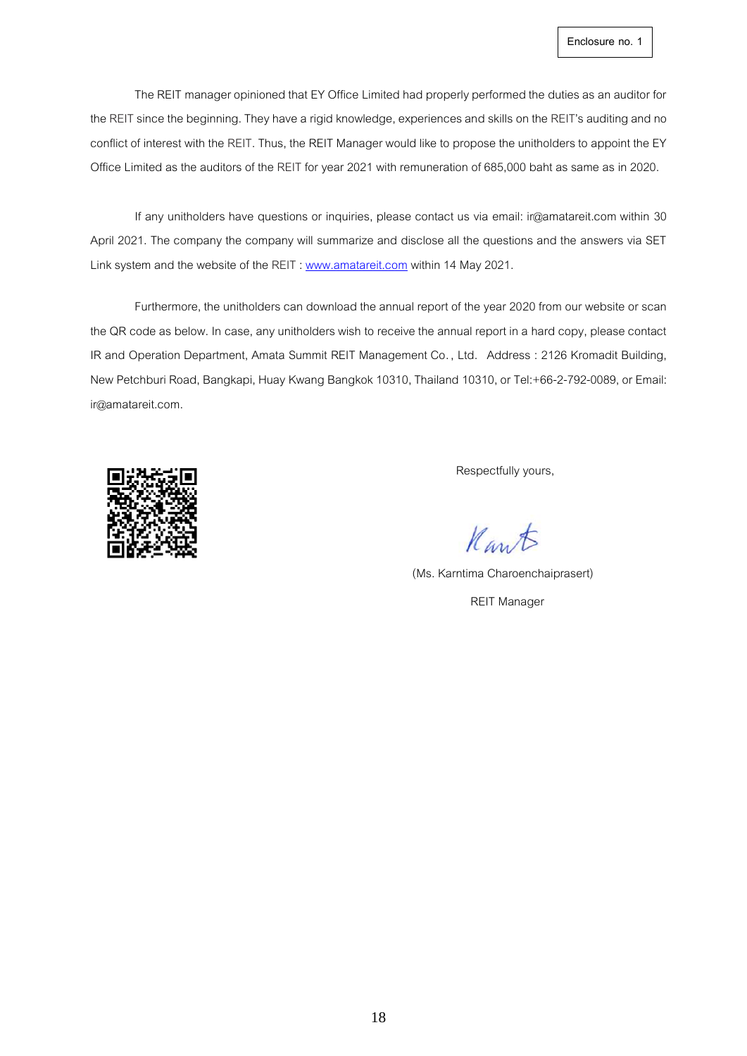Enclosure no. 1

The REIT manager opinioned that EY Office Limited had properly performed the duties as an auditor for the REIT since the beginning. They have a rigid knowledge, experiences and skills on the REIT's auditing and no conflict of interest with the REIT. Thus, the REIT Manager would like to propose the unitholders to appoint the EY Office Limited as the auditors of the REIT for year 2021 with remuneration of 685,000 baht as same as in 2020.

If any unitholders have questions or inquiries, please contact us via email: ir@amatareit.com within 30 April 2021. The company the company will summarize and disclose all the questions and the answers via SET Link system and the website of the REIT : www.amatareit.com within 14 May 2021.

Furthermore, the unitholders can download the annual report of the year 2020 from our website or scan the QR code as below. In case, any unitholders wish to receive the annual report in a hard copy, please contact IR and Operation Department, Amata Summit REIT Management Co., Ltd. Address : 2126 Kromadit Building, New Petchburi Road, Bangkapi, Huay Kwang Bangkok 10310, Thailand 10310, or Tel:+66-2-792-0089, or Email: ir@amatareit.com.

Respectfully yours,

(Ms. Karntima Charoenchaiprasert)

REIT Manager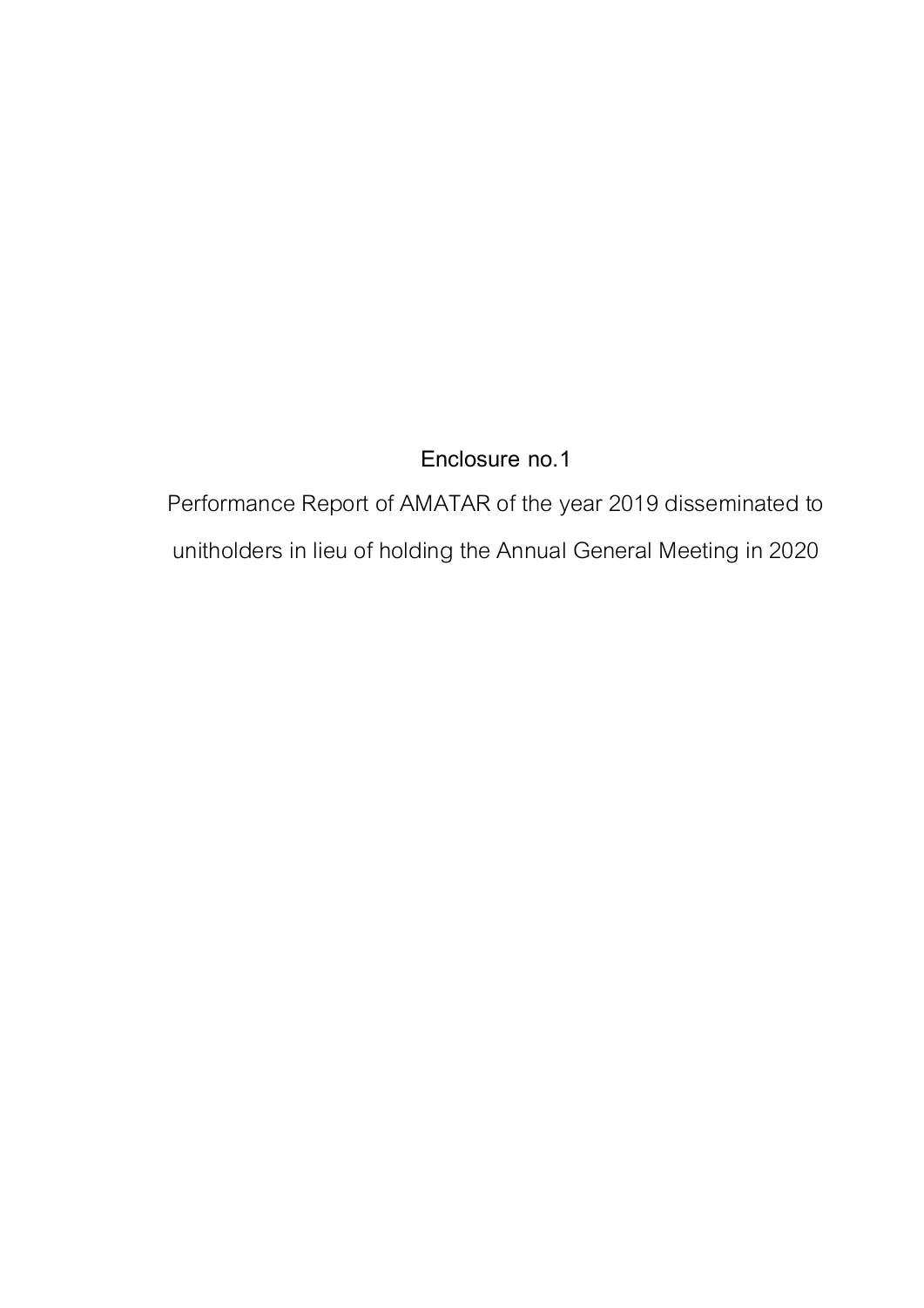Enclosure no.1

Performance Report of AMATAR of the year 2019 disseminated to unitholders in lieu of holding the Annual General Meeting in 2020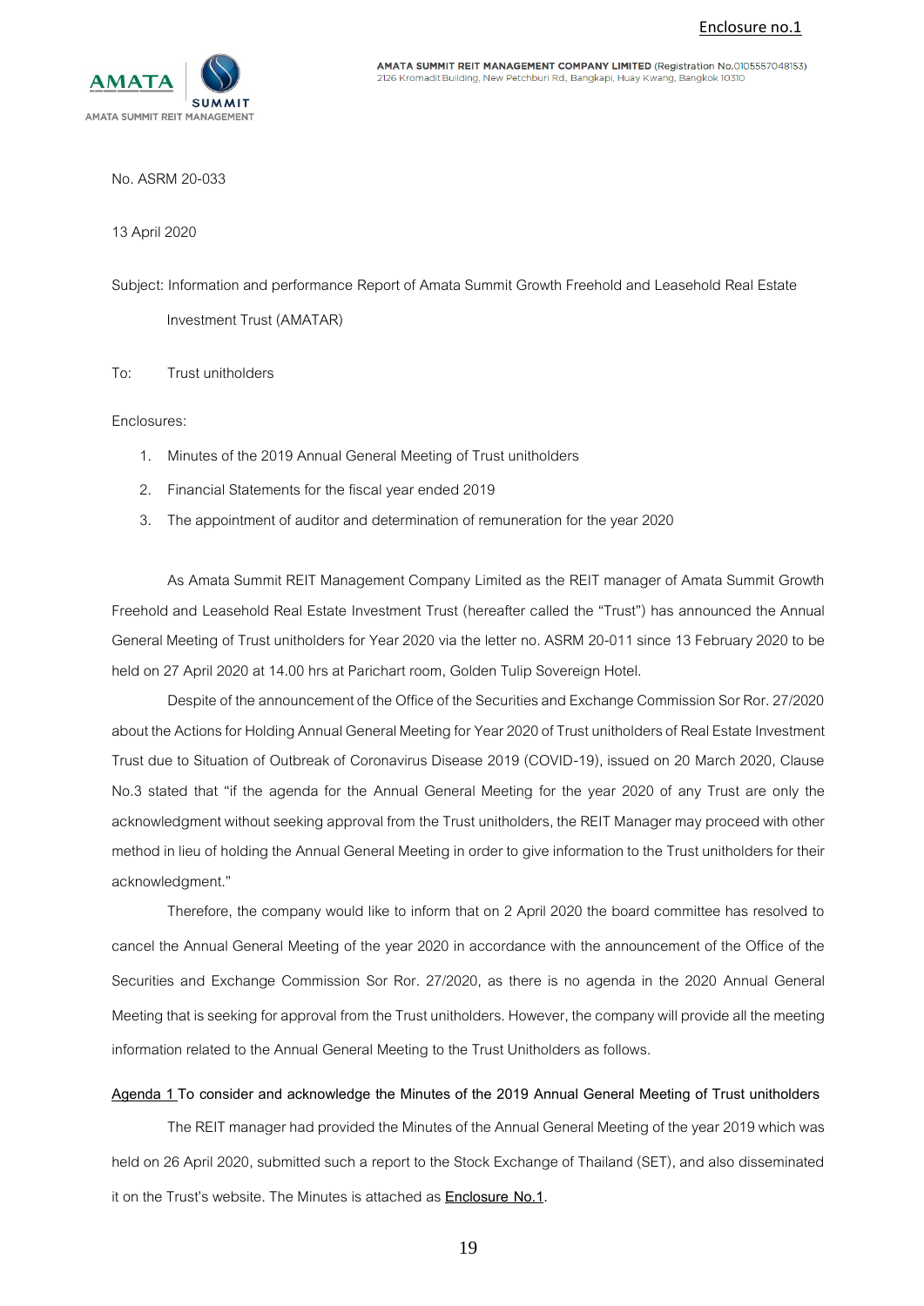Enclosure no.1

AMATA SUMMIT REIT MANAGEMENT COMPANY LIMITED (Registration No.0105557048153)
2126 Kromadit Building, New Petchburi Rd., Bangkapi, Huay Kwang, Bangkok 10310

No. ASRM 20-033

13 April 2020

Subject: Information and performance Report of Amata Summit Growth Freehold and Leasehold Real Estate Investment Trust (AMATAR)

To: Trust unitholders

Enclosures:

1. Minutes of the 2019 Annual General Meeting of Trust unitholders
2. Financial Statements for the fiscal year ended 2019
3. The appointment of auditor and determination of remuneration for the year 2020

As Amata Summit REIT Management Company Limited as the REIT manager of Amata Summit Growth Freehold and Leasehold Real Estate Investment Trust (hereafter called the "Trust") has announced the Annual General Meeting of Trust unitholders for Year 2020 via the letter no. ASRM 20-011 since 13 February 2020 to be held on 27 April 2020 at 14.00 hrs at Parichart room, Golden Tulip Sovereign Hotel.

Despite of the announcement of the Office of the Securities and Exchange Commission Sor Ror. 27/2020 about the Actions for Holding Annual General Meeting for Year 2020 of Trust unitholders of Real Estate Investment Trust due to Situation of Outbreak of Coronavirus Disease 2019 (COVID-19), issued on 20 March 2020, Clause No.3 stated that "if the agenda for the Annual General Meeting for the year 2020 of any Trust are only the acknowledgment without seeking approval from the Trust unitholders, the REIT Manager may proceed with other method in lieu of holding the Annual General Meeting in order to give information to the Trust unitholders for their acknowledgment."

Therefore, the company would like to inform that on 2 April 2020 the board committee has resolved to cancel the Annual General Meeting of the year 2020 in accordance with the announcement of the Office of the Securities and Exchange Commission Sor Ror. 27/2020, as there is no agenda in the 2020 Annual General Meeting that is seeking for approval from the Trust unitholders. However, the company will provide all the meeting information related to the Annual General Meeting to the Trust Unitholders as follows.

**Agenda 1 To consider and acknowledge the Minutes of the 2019 Annual General Meeting of Trust unitholders**

The REIT manager had provided the Minutes of the Annual General Meeting of the year 2019 which was held on 26 April 2020, submitted such a report to the Stock Exchange of Thailand (SET), and also disseminated it on the Trust's website. The Minutes is attached as **Enclosure No.1**.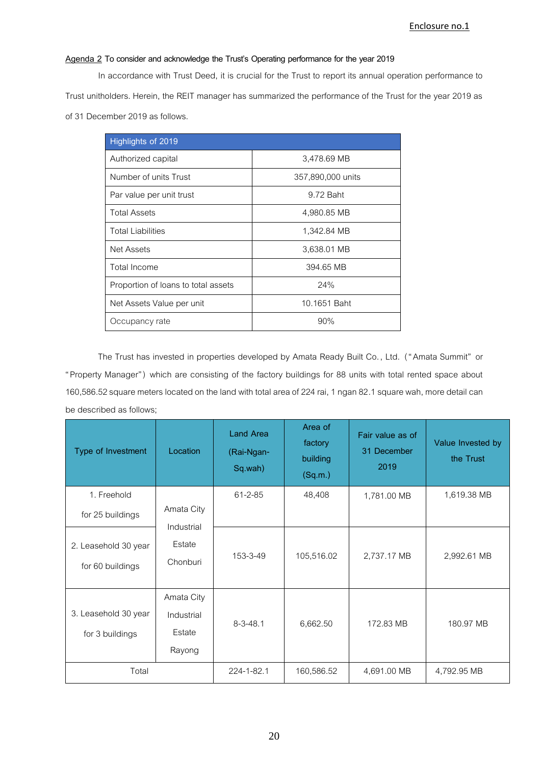Enclosure no.1

**Agenda 2 To consider and acknowledge the Trust's Operating performance for the year 2019**

In accordance with Trust Deed, it is crucial for the Trust to report its annual operation performance to Trust unitholders. Herein, the REIT manager has summarized the performance of the Trust for the year 2019 as of 31 December 2019 as follows.

| Highlights of 2019 | |
|---|---|
| Authorized capital | 3,478.69 MB |
| Number of units Trust | 357,890,000 units |
| Par value per unit trust | 9.72 Baht |
| Total Assets | 4,980.85 MB |
| Total Liabilities | 1,342.84 MB |
| Net Assets | 3,638.01 MB |
| Total Income | 394.65 MB |
| Proportion of loans to total assets | 24% |
| Net Assets Value per unit | 10.1651 Baht |
| Occupancy rate | 90% |

The Trust has invested in properties developed by Amata Ready Built Co., Ltd. ("Amata Summit" or "Property Manager") which are consisting of the factory buildings for 88 units with total rented space about 160,586.52 square meters located on the land with total area of 224 rai, 1 ngan 82.1 square wah, more detail can be described as follows;

| Type of Investment | Location | Land Area (Rai-Ngan-Sq.wah) | Area of factory building (Sq.m.) | Fair value as of 31 December 2019 | Value Invested by the Trust |
|---|---|---|---|---|---|
| 1. Freehold for 25 buildings | Amata City Industrial Estate Chonburi | 61-2-85 | 48,408 | 1,781.00 MB | 1,619.38 MB |
| 2. Leasehold 30 year for 60 buildings | | 153-3-49 | 105,516.02 | 2,737.17 MB | 2,992.61 MB |
| 3. Leasehold 30 year for 3 buildings | Amata City Industrial Estate Rayong | 8-3-48.1 | 6,662.50 | 172.83 MB | 180.97 MB |
| Total | | 224-1-82.1 | 160,586.52 | 4,691.00 MB | 4,792.95 MB |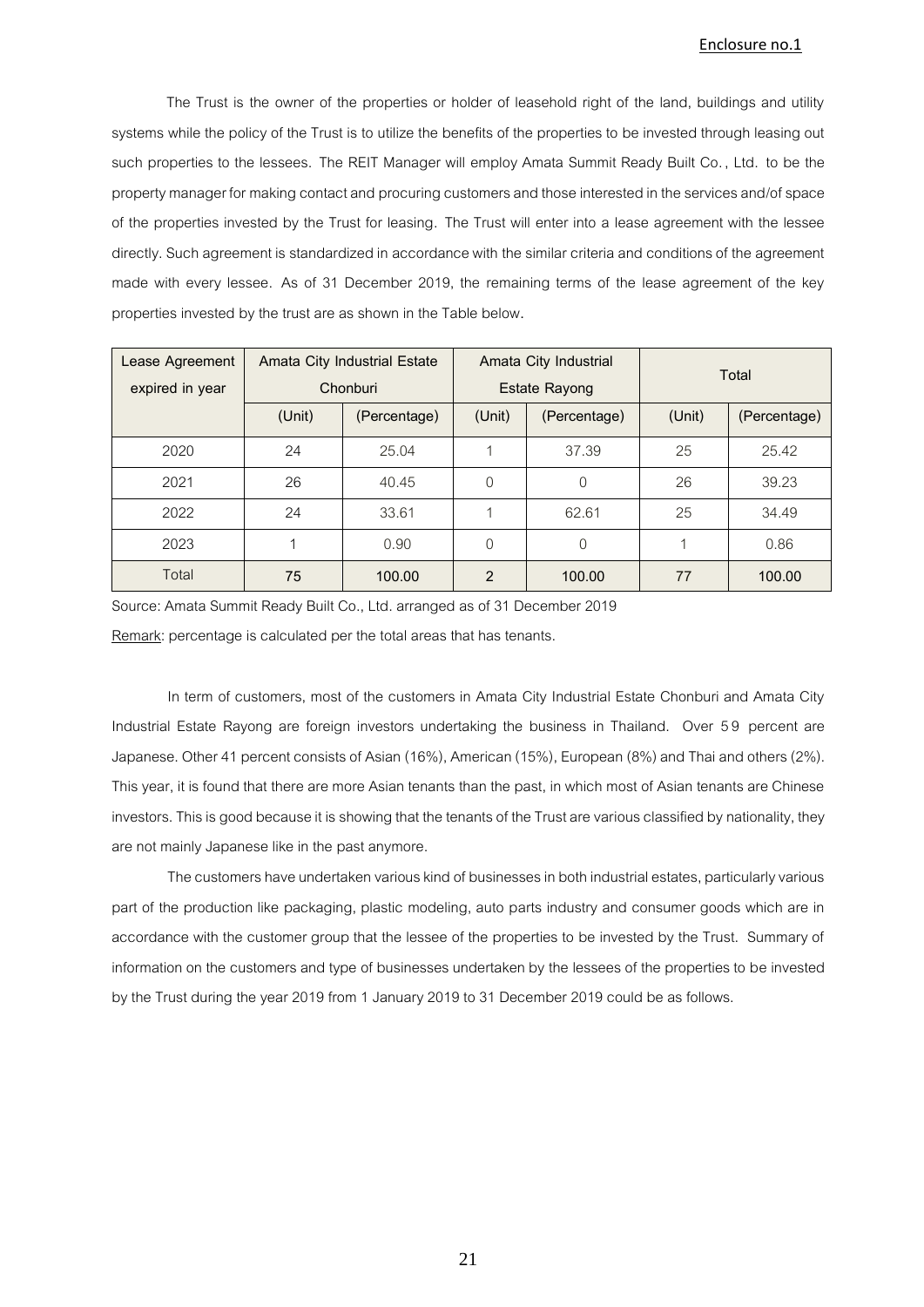Enclosure no.1

The Trust is the owner of the properties or holder of leasehold right of the land, buildings and utility systems while the policy of the Trust is to utilize the benefits of the properties to be invested through leasing out such properties to the lessees. The REIT Manager will employ Amata Summit Ready Built Co., Ltd. to be the property manager for making contact and procuring customers and those interested in the services and/of space of the properties invested by the Trust for leasing. The Trust will enter into a lease agreement with the lessee directly. Such agreement is standardized in accordance with the similar criteria and conditions of the agreement made with every lessee. As of 31 December 2019, the remaining terms of the lease agreement of the key properties invested by the trust are as shown in the Table below.

| Lease Agreement expired in year | Amata City Industrial Estate Chonburi | | Amata City Industrial Estate Rayong | | Total | |
|---|---|---|---|---|---|---|
| | (Unit) | (Percentage) | (Unit) | (Percentage) | (Unit) | (Percentage) |
| 2020 | 24 | 25.04 | 1 | 37.39 | 25 | 25.42 |
| 2021 | 26 | 40.45 | 0 | 0 | 26 | 39.23 |
| 2022 | 24 | 33.61 | 1 | 62.61 | 25 | 34.49 |
| 2023 | 1 | 0.90 | 0 | 0 | 1 | 0.86 |
| Total | **75** | **100.00** | **2** | **100.00** | **77** | **100.00** |

Source: Amata Summit Ready Built Co., Ltd. arranged as of 31 December 2019

Remark: percentage is calculated per the total areas that has tenants.

In term of customers, most of the customers in Amata City Industrial Estate Chonburi and Amata City Industrial Estate Rayong are foreign investors undertaking the business in Thailand. Over 59 percent are Japanese. Other 41 percent consists of Asian (16%), American (15%), European (8%) and Thai and others (2%). This year, it is found that there are more Asian tenants than the past, in which most of Asian tenants are Chinese investors. This is good because it is showing that the tenants of the Trust are various classified by nationality, they are not mainly Japanese like in the past anymore.

The customers have undertaken various kind of businesses in both industrial estates, particularly various part of the production like packaging, plastic modeling, auto parts industry and consumer goods which are in accordance with the customer group that the lessee of the properties to be invested by the Trust. Summary of information on the customers and type of businesses undertaken by the lessees of the properties to be invested by the Trust during the year 2019 from 1 January 2019 to 31 December 2019 could be as follows.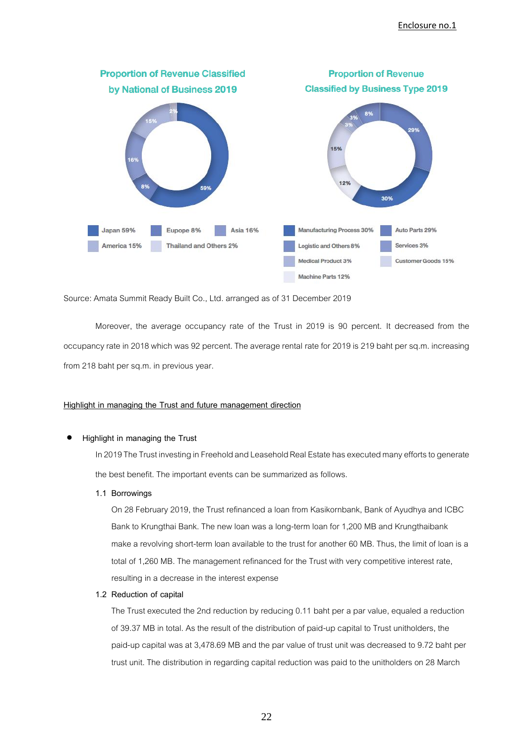Enclosure no.1

**Proportion of Revenue Classified by National of Business 2019**

Japan 59% | Eupope 8% | Asia 16% | America 15% | Thailand and Others 2%

**Proportion of Revenue Classified by Business Type 2019**

Manufacturing Process 30% | Auto Parts 29% | Logistic and Others 8% | Services 3% | Medical Product 3% | Customer Goods 15% | Machine Parts 12%

Source: Amata Summit Ready Built Co., Ltd. arranged as of 31 December 2019

Moreover, the average occupancy rate of the Trust in 2019 is 90 percent. It decreased from the occupancy rate in 2018 which was 92 percent. The average rental rate for 2019 is 219 baht per sq.m. increasing from 218 baht per sq.m. in previous year.

<u>Highlight in managing the Trust and future management direction</u>

- Highlight in managing the Trust

  In 2019 The Trust investing in Freehold and Leasehold Real Estate has executed many efforts to generate the best benefit. The important events can be summarized as follows.

  1.1 Borrowings

  On 28 February 2019, the Trust refinanced a loan from Kasikornbank, Bank of Ayudhya and ICBC Bank to Krungthai Bank. The new loan was a long-term loan for 1,200 MB and Krungthaibank make a revolving short-term loan available to the trust for another 60 MB. Thus, the limit of loan is a total of 1,260 MB. The management refinanced for the Trust with very competitive interest rate, resulting in a decrease in the interest expense

  1.2 Reduction of capital

  The Trust executed the 2nd reduction by reducing 0.11 baht per a par value, equaled a reduction of 39.37 MB in total. As the result of the distribution of paid-up capital to Trust unitholders, the paid-up capital was at 3,478.69 MB and the par value of trust unit was decreased to 9.72 baht per trust unit. The distribution in regarding capital reduction was paid to the unitholders on 28 March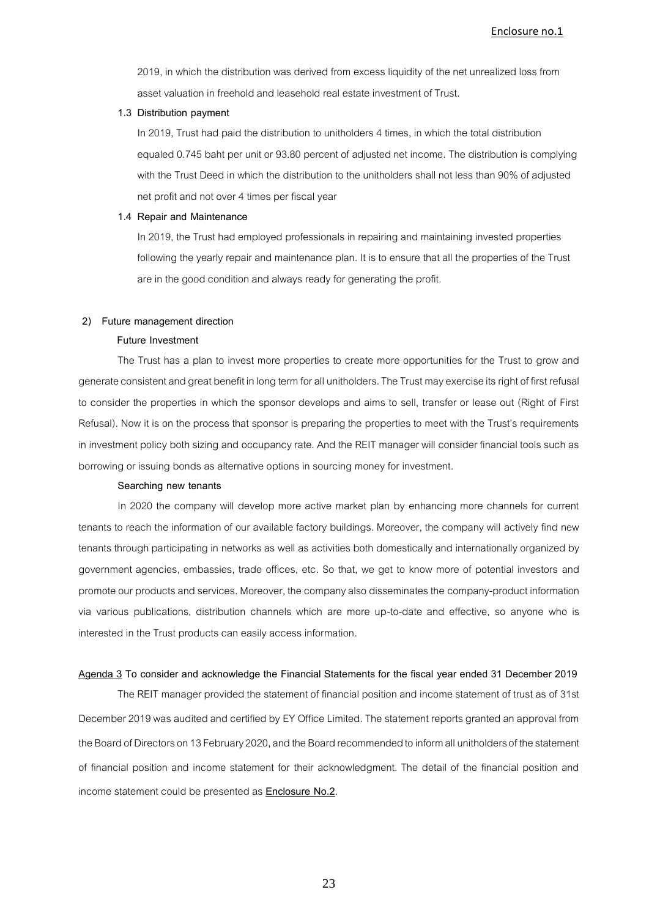2019, in which the distribution was derived from excess liquidity of the net unrealized loss from asset valuation in freehold and leasehold real estate investment of Trust.

**1.3 Distribution payment**

In 2019, Trust had paid the distribution to unitholders 4 times, in which the total distribution equaled 0.745 baht per unit or 93.80 percent of adjusted net income. The distribution is complying with the Trust Deed in which the distribution to the unitholders shall not less than 90% of adjusted net profit and not over 4 times per fiscal year

**1.4 Repair and Maintenance**

In 2019, the Trust had employed professionals in repairing and maintaining invested properties following the yearly repair and maintenance plan. It is to ensure that all the properties of the Trust are in the good condition and always ready for generating the profit.

**2) Future management direction**

**Future Investment**

The Trust has a plan to invest more properties to create more opportunities for the Trust to grow and generate consistent and great benefit in long term for all unitholders. The Trust may exercise its right of first refusal to consider the properties in which the sponsor develops and aims to sell, transfer or lease out (Right of First Refusal). Now it is on the process that sponsor is preparing the properties to meet with the Trust's requirements in investment policy both sizing and occupancy rate. And the REIT manager will consider financial tools such as borrowing or issuing bonds as alternative options in sourcing money for investment.

**Searching new tenants**

In 2020 the company will develop more active market plan by enhancing more channels for current tenants to reach the information of our available factory buildings. Moreover, the company will actively find new tenants through participating in networks as well as activities both domestically and internationally organized by government agencies, embassies, trade offices, etc. So that, we get to know more of potential investors and promote our products and services. Moreover, the company also disseminates the company-product information via various publications, distribution channels which are more up-to-date and effective, so anyone who is interested in the Trust products can easily access information.

**Agenda 3 To consider and acknowledge the Financial Statements for the fiscal year ended 31 December 2019**

The REIT manager provided the statement of financial position and income statement of trust as of 31st December 2019 was audited and certified by EY Office Limited. The statement reports granted an approval from the Board of Directors on 13 February 2020, and the Board recommended to inform all unitholders of the statement of financial position and income statement for their acknowledgment. The detail of the financial position and income statement could be presented as **Enclosure No.2**.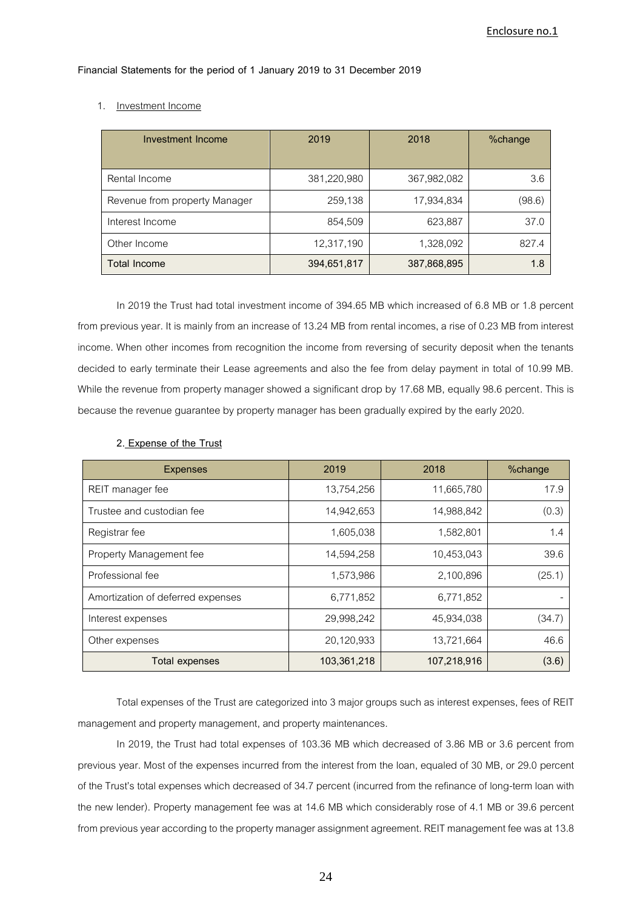**Enclosure no.1**

**Financial Statements for the period of 1 January 2019 to 31 December 2019**

1. Investment Income

| Investment Income | 2019 | 2018 | %change |
|---|---|---|---|
| Rental Income | 381,220,980 | 367,982,082 | 3.6 |
| Revenue from property Manager | 259,138 | 17,934,834 | (98.6) |
| Interest Income | 854,509 | 623,887 | 37.0 |
| Other Income | 12,317,190 | 1,328,092 | 827.4 |
| Total Income | 394,651,817 | 387,868,895 | 1.8 |

In 2019 the Trust had total investment income of 394.65 MB which increased of 6.8 MB or 1.8 percent from previous year. It is mainly from an increase of 13.24 MB from rental incomes, a rise of 0.23 MB from interest income. When other incomes from recognition the income from reversing of security deposit when the tenants decided to early terminate their Lease agreements and also the fee from delay payment in total of 10.99 MB. While the revenue from property manager showed a significant drop by 17.68 MB, equally 98.6 percent. This is because the revenue guarantee by property manager has been gradually expired by the early 2020.

**2. Expense of the Trust**

| Expenses | 2019 | 2018 | %change |
|---|---|---|---|
| REIT manager fee | 13,754,256 | 11,665,780 | 17.9 |
| Trustee and custodian fee | 14,942,653 | 14,988,842 | (0.3) |
| Registrar fee | 1,605,038 | 1,582,801 | 1.4 |
| Property Management fee | 14,594,258 | 10,453,043 | 39.6 |
| Professional fee | 1,573,986 | 2,100,896 | (25.1) |
| Amortization of deferred expenses | 6,771,852 | 6,771,852 | - |
| Interest expenses | 29,998,242 | 45,934,038 | (34.7) |
| Other expenses | 20,120,933 | 13,721,664 | 46.6 |
| Total expenses | 103,361,218 | 107,218,916 | (3.6) |

Total expenses of the Trust are categorized into 3 major groups such as interest expenses, fees of REIT management and property management, and property maintenances.

In 2019, the Trust had total expenses of 103.36 MB which decreased of 3.86 MB or 3.6 percent from previous year. Most of the expenses incurred from the interest from the loan, equaled of 30 MB, or 29.0 percent of the Trust's total expenses which decreased of 34.7 percent (incurred from the refinance of long-term loan with the new lender). Property management fee was at 14.6 MB which considerably rose of 4.1 MB or 39.6 percent from previous year according to the property manager assignment agreement. REIT management fee was at 13.8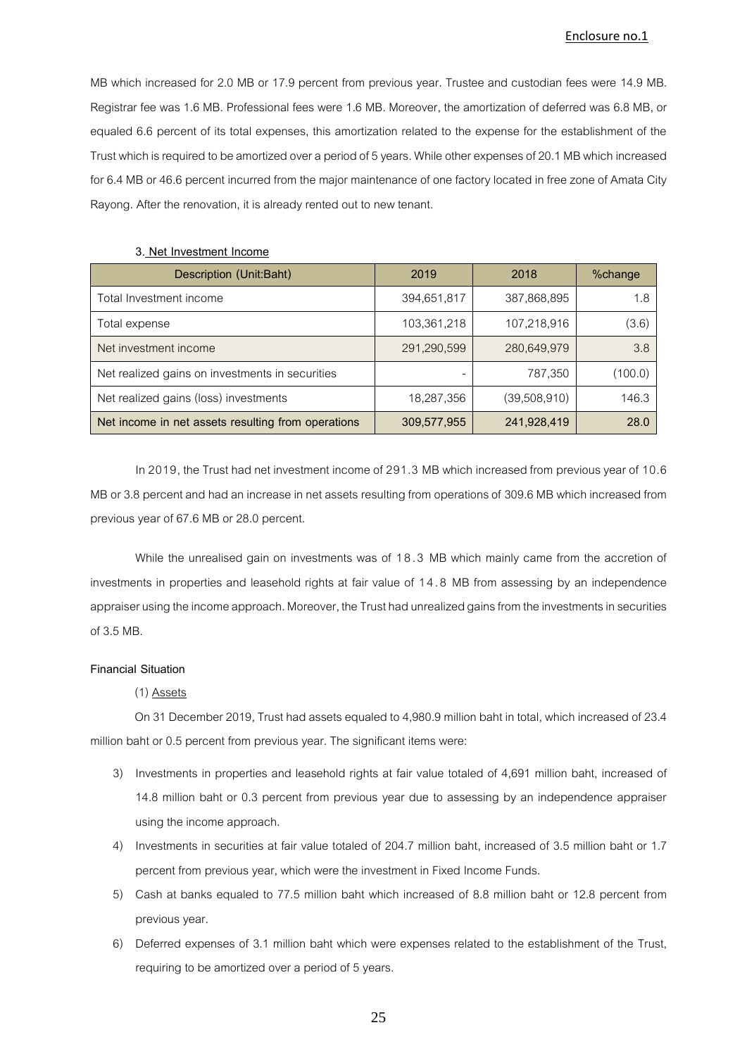MB which increased for 2.0 MB or 17.9 percent from previous year. Trustee and custodian fees were 14.9 MB. Registrar fee was 1.6 MB. Professional fees were 1.6 MB. Moreover, the amortization of deferred was 6.8 MB, or equaled 6.6 percent of its total expenses, this amortization related to the expense for the establishment of the Trust which is required to be amortized over a period of 5 years. While other expenses of 20.1 MB which increased for 6.4 MB or 46.6 percent incurred from the major maintenance of one factory located in free zone of Amata City Rayong. After the renovation, it is already rented out to new tenant.

**3. Net Investment Income**

| Description (Unit:Baht) | 2019 | 2018 | %change |
|---|---|---|---|
| Total Investment income | 394,651,817 | 387,868,895 | 1.8 |
| Total expense | 103,361,218 | 107,218,916 | (3.6) |
| Net investment income | 291,290,599 | 280,649,979 | 3.8 |
| Net realized gains on investments in securities | - | 787,350 | (100.0) |
| Net realized gains (loss) investments | 18,287,356 | (39,508,910) | 146.3 |
| **Net income in net assets resulting from operations** | **309,577,955** | **241,928,419** | **28.0** |

In 2019, the Trust had net investment income of 291.3 MB which increased from previous year of 10.6 MB or 3.8 percent and had an increase in net assets resulting from operations of 309.6 MB which increased from previous year of 67.6 MB or 28.0 percent.

While the unrealised gain on investments was of 18.3 MB which mainly came from the accretion of investments in properties and leasehold rights at fair value of 14.8 MB from assessing by an independence appraiser using the income approach. Moreover, the Trust had unrealized gains from the investments in securities of 3.5 MB.

**Financial Situation**

(1) Assets

On 31 December 2019, Trust had assets equaled to 4,980.9 million baht in total, which increased of 23.4 million baht or 0.5 percent from previous year. The significant items were:

3) Investments in properties and leasehold rights at fair value totaled of 4,691 million baht, increased of 14.8 million baht or 0.3 percent from previous year due to assessing by an independence appraiser using the income approach.
4) Investments in securities at fair value totaled of 204.7 million baht, increased of 3.5 million baht or 1.7 percent from previous year, which were the investment in Fixed Income Funds.
5) Cash at banks equaled to 77.5 million baht which increased of 8.8 million baht or 12.8 percent from previous year.
6) Deferred expenses of 3.1 million baht which were expenses related to the establishment of the Trust, requiring to be amortized over a period of 5 years.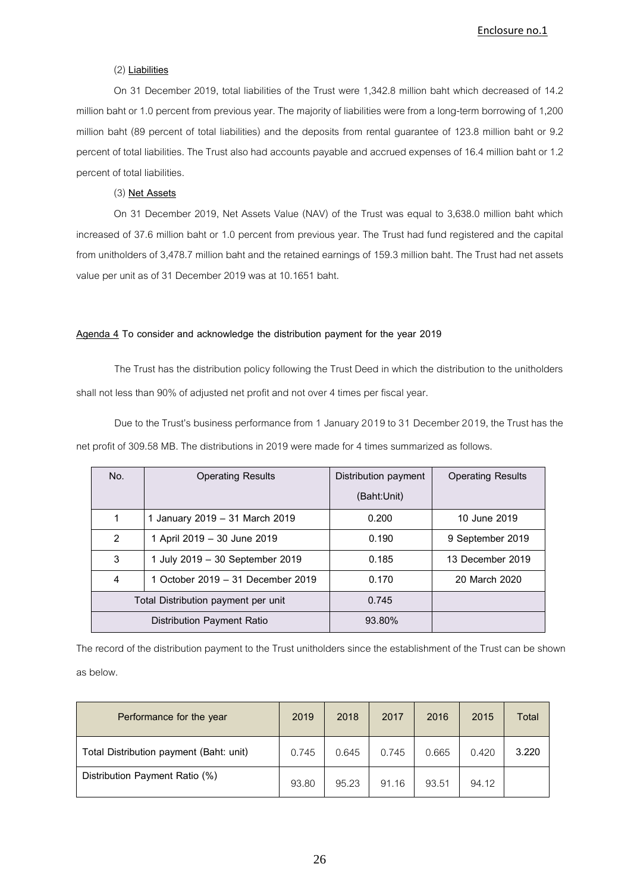Enclosure no.1

(2) **Liabilities**

On 31 December 2019, total liabilities of the Trust were 1,342.8 million baht which decreased of 14.2 million baht or 1.0 percent from previous year. The majority of liabilities were from a long-term borrowing of 1,200 million baht (89 percent of total liabilities) and the deposits from rental guarantee of 123.8 million baht or 9.2 percent of total liabilities. The Trust also had accounts payable and accrued expenses of 16.4 million baht or 1.2 percent of total liabilities.

(3) **Net Assets**

On 31 December 2019, Net Assets Value (NAV) of the Trust was equal to 3,638.0 million baht which increased of 37.6 million baht or 1.0 percent from previous year. The Trust had fund registered and the capital from unitholders of 3,478.7 million baht and the retained earnings of 159.3 million baht. The Trust had net assets value per unit as of 31 December 2019 was at 10.1651 baht.

**Agenda 4 To consider and acknowledge the distribution payment for the year 2019**

The Trust has the distribution policy following the Trust Deed in which the distribution to the unitholders shall not less than 90% of adjusted net profit and not over 4 times per fiscal year.

Due to the Trust's business performance from 1 January 2019 to 31 December 2019, the Trust has the net profit of 309.58 MB. The distributions in 2019 were made for 4 times summarized as follows.

| No. | Operating Results | Distribution payment (Baht:Unit) | Operating Results |
|---|---|---|---|
| 1 | 1 January 2019 – 31 March 2019 | 0.200 | 10 June 2019 |
| 2 | 1 April 2019 – 30 June 2019 | 0.190 | 9 September 2019 |
| 3 | 1 July 2019 – 30 September 2019 | 0.185 | 13 December 2019 |
| 4 | 1 October 2019 – 31 December 2019 | 0.170 | 20 March 2020 |
| Total Distribution payment per unit | | 0.745 | |
| Distribution Payment Ratio | | 93.80% | |

The record of the distribution payment to the Trust unitholders since the establishment of the Trust can be shown as below.

| Performance for the year | 2019 | 2018 | 2017 | 2016 | 2015 | Total |
|---|---|---|---|---|---|---|
| Total Distribution payment (Baht: unit) | 0.745 | 0.645 | 0.745 | 0.665 | 0.420 | 3.220 |
| Distribution Payment Ratio (%) | 93.80 | 95.23 | 91.16 | 93.51 | 94.12 | |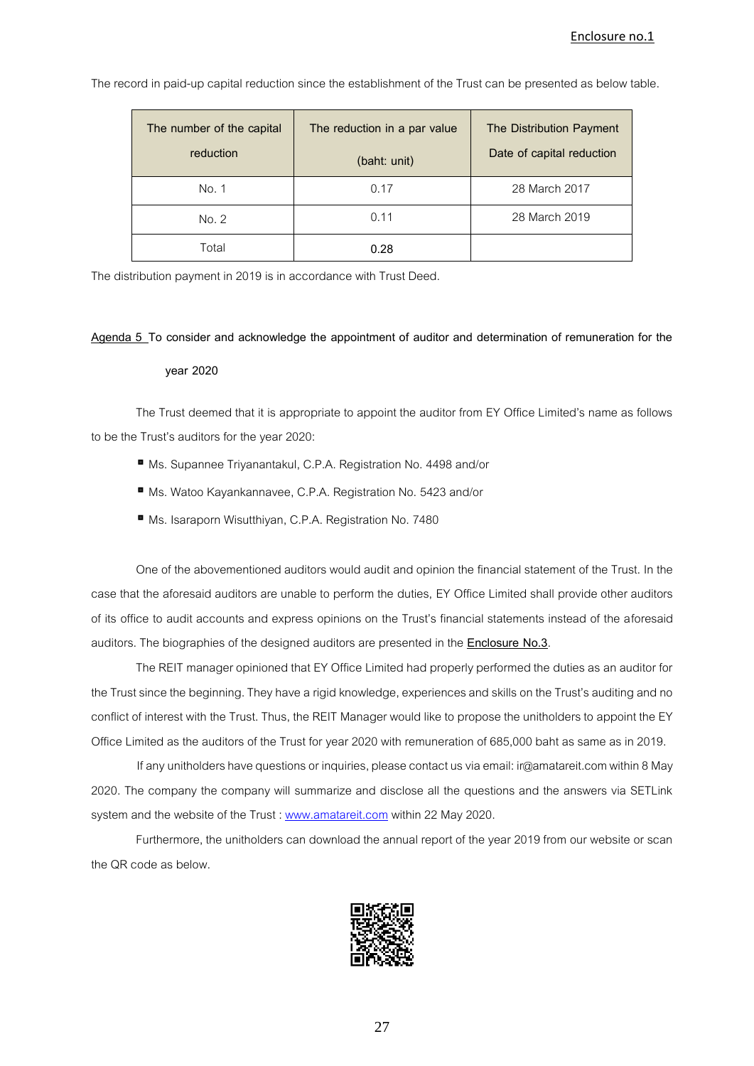Enclosure no.1

The record in paid-up capital reduction since the establishment of the Trust can be presented as below table.

| The number of the capital reduction | The reduction in a par value (baht: unit) | The Distribution Payment Date of capital reduction |
|---|---|---|
| No. 1 | 0.17 | 28 March 2017 |
| No. 2 | 0.11 | 28 March 2019 |
| Total | **0.28** | |

The distribution payment in 2019 is in accordance with Trust Deed.

**Agenda 5 To consider and acknowledge the appointment of auditor and determination of remuneration for the year 2020**

The Trust deemed that it is appropriate to appoint the auditor from EY Office Limited's name as follows to be the Trust's auditors for the year 2020:

- Ms. Supannee Triyanantakul, C.P.A. Registration No. 4498 and/or
- Ms. Watoo Kayankannavee, C.P.A. Registration No. 5423 and/or
- Ms. Isaraporn Wisutthiyan, C.P.A. Registration No. 7480

One of the abovementioned auditors would audit and opinion the financial statement of the Trust. In the case that the aforesaid auditors are unable to perform the duties, EY Office Limited shall provide other auditors of its office to audit accounts and express opinions on the Trust's financial statements instead of the aforesaid auditors. The biographies of the designed auditors are presented in the **Enclosure No.3**.

The REIT manager opinioned that EY Office Limited had properly performed the duties as an auditor for the Trust since the beginning. They have a rigid knowledge, experiences and skills on the Trust's auditing and no conflict of interest with the Trust. Thus, the REIT Manager would like to propose the unitholders to appoint the EY Office Limited as the auditors of the Trust for year 2020 with remuneration of 685,000 baht as same as in 2019.

If any unitholders have questions or inquiries, please contact us via email: ir@amatareit.com within 8 May 2020. The company the company will summarize and disclose all the questions and the answers via SETLink system and the website of the Trust : www.amatareit.com within 22 May 2020.

Furthermore, the unitholders can download the annual report of the year 2019 from our website or scan the QR code as below.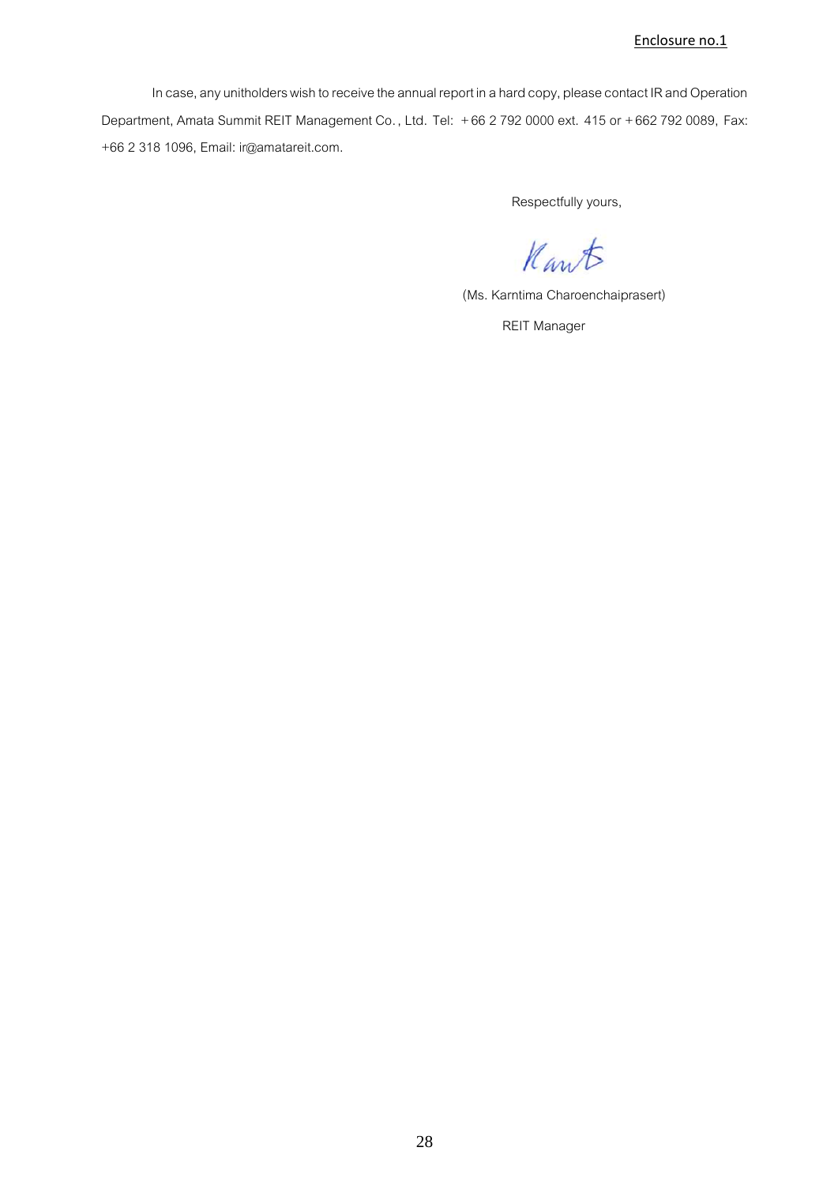Enclosure no.1

In case, any unitholders wish to receive the annual report in a hard copy, please contact IR and Operation Department, Amata Summit REIT Management Co., Ltd. Tel: +66 2 792 0000 ext. 415 or +662 792 0089, Fax: +66 2 318 1096, Email: ir@amatareit.com.

Respectfully yours,

(Ms. Karntima Charoenchaiprasert)

REIT Manager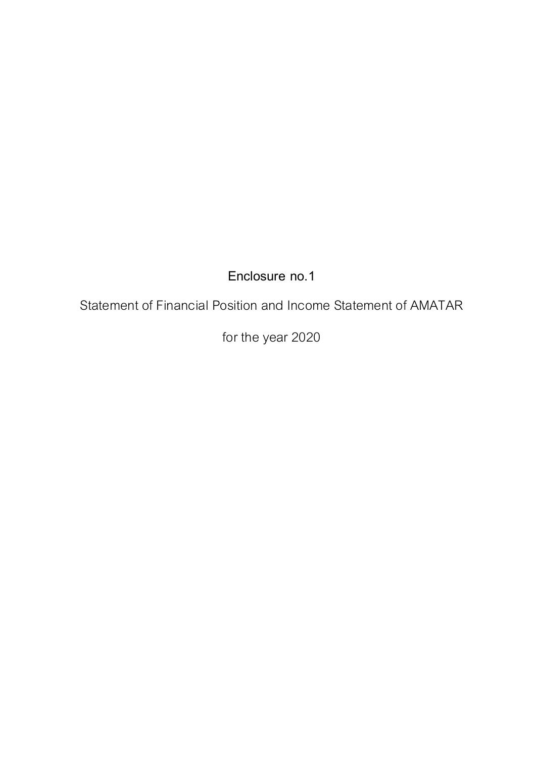# Enclosure no.1

Statement of Financial Position and Income Statement of AMATAR

for the year 2020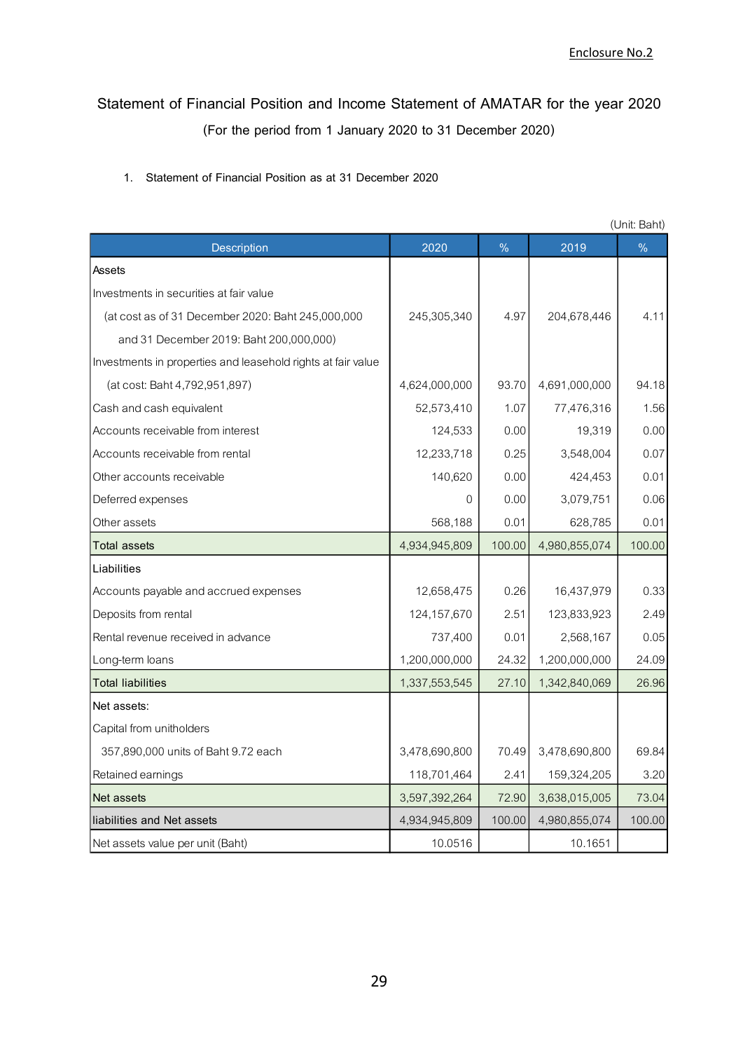Enclosure No.2

# Statement of Financial Position and Income Statement of AMATAR for the year 2020

(For the period from 1 January 2020 to 31 December 2020)

1. Statement of Financial Position as at 31 December 2020

(Unit: Baht)

| Description | 2020 | % | 2019 | % |
|---|---|---|---|---|
| Assets | | | | |
| Investments in securities at fair value | | | | |
| (at cost as of 31 December 2020: Baht 245,000,000 | 245,305,340 | 4.97 | 204,678,446 | 4.11 |
| and 31 December 2019: Baht 200,000,000) | | | | |
| Investments in properties and leasehold rights at fair value | | | | |
| (at cost: Baht 4,792,951,897) | 4,624,000,000 | 93.70 | 4,691,000,000 | 94.18 |
| Cash and cash equivalent | 52,573,410 | 1.07 | 77,476,316 | 1.56 |
| Accounts receivable from interest | 124,533 | 0.00 | 19,319 | 0.00 |
| Accounts receivable from rental | 12,233,718 | 0.25 | 3,548,004 | 0.07 |
| Other accounts receivable | 140,620 | 0.00 | 424,453 | 0.01 |
| Deferred expenses | 0 | 0.00 | 3,079,751 | 0.06 |
| Other assets | 568,188 | 0.01 | 628,785 | 0.01 |
| Total assets | 4,934,945,809 | 100.00 | 4,980,855,074 | 100.00 |
| Liabilities | | | | |
| Accounts payable and accrued expenses | 12,658,475 | 0.26 | 16,437,979 | 0.33 |
| Deposits from rental | 124,157,670 | 2.51 | 123,833,923 | 2.49 |
| Rental revenue received in advance | 737,400 | 0.01 | 2,568,167 | 0.05 |
| Long-term loans | 1,200,000,000 | 24.32 | 1,200,000,000 | 24.09 |
| Total liabilities | 1,337,553,545 | 27.10 | 1,342,840,069 | 26.96 |
| Net assets: | | | | |
| Capital from unitholders | | | | |
| 357,890,000 units of Baht 9.72 each | 3,478,690,800 | 70.49 | 3,478,690,800 | 69.84 |
| Retained earnings | 118,701,464 | 2.41 | 159,324,205 | 3.20 |
| Net assets | 3,597,392,264 | 72.90 | 3,638,015,005 | 73.04 |
| liabilities and Net assets | 4,934,945,809 | 100.00 | 4,980,855,074 | 100.00 |
| Net assets value per unit (Baht) | 10.0516 | | 10.1651 | |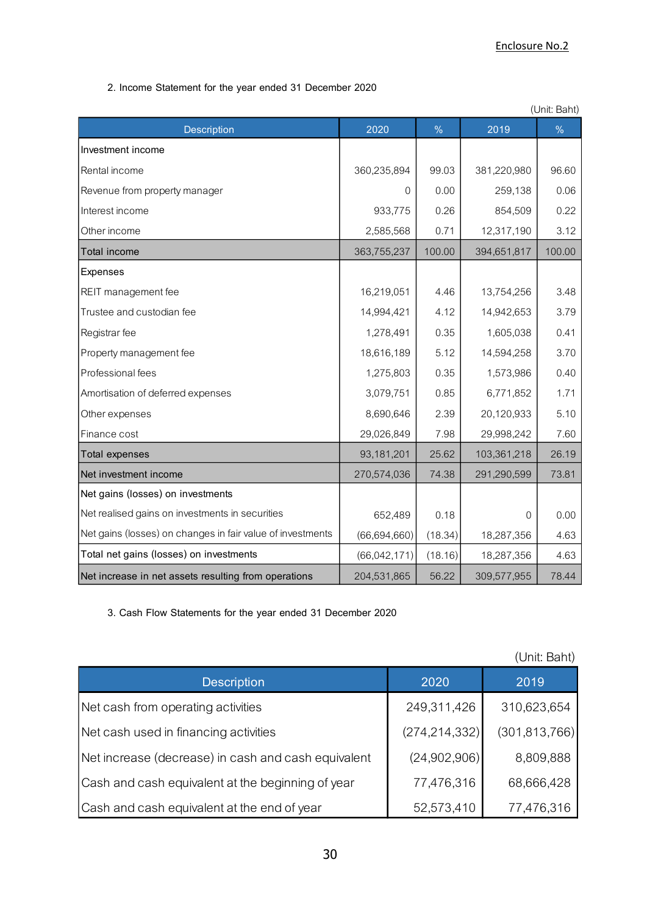Enclosure No.2

2. Income Statement for the year ended 31 December 2020

(Unit: Baht)

| Description | 2020 | % | 2019 | % |
|---|---|---|---|---|
| Investment income | | | | |
| Rental income | 360,235,894 | 99.03 | 381,220,980 | 96.60 |
| Revenue from property manager | 0 | 0.00 | 259,138 | 0.06 |
| Interest income | 933,775 | 0.26 | 854,509 | 0.22 |
| Other income | 2,585,568 | 0.71 | 12,317,190 | 3.12 |
| Total income | 363,755,237 | 100.00 | 394,651,817 | 100.00 |
| Expenses | | | | |
| REIT management fee | 16,219,051 | 4.46 | 13,754,256 | 3.48 |
| Trustee and custodian fee | 14,994,421 | 4.12 | 14,942,653 | 3.79 |
| Registrar fee | 1,278,491 | 0.35 | 1,605,038 | 0.41 |
| Property management fee | 18,616,189 | 5.12 | 14,594,258 | 3.70 |
| Professional fees | 1,275,803 | 0.35 | 1,573,986 | 0.40 |
| Amortisation of deferred expenses | 3,079,751 | 0.85 | 6,771,852 | 1.71 |
| Other expenses | 8,690,646 | 2.39 | 20,120,933 | 5.10 |
| Finance cost | 29,026,849 | 7.98 | 29,998,242 | 7.60 |
| Total expenses | 93,181,201 | 25.62 | 103,361,218 | 26.19 |
| Net investment income | 270,574,036 | 74.38 | 291,290,599 | 73.81 |
| Net gains (losses) on investments | | | | |
| Net realised gains on investments in securities | 652,489 | 0.18 | 0 | 0.00 |
| Net gains (losses) on changes in fair value of investments | (66,694,660) | (18.34) | 18,287,356 | 4.63 |
| Total net gains (losses) on investments | (66,042,171) | (18.16) | 18,287,356 | 4.63 |
| Net increase in net assets resulting from operations | 204,531,865 | 56.22 | 309,577,955 | 78.44 |

3. Cash Flow Statements for the year ended 31 December 2020

(Unit: Baht)

| Description | 2020 | 2019 |
|---|---|---|
| Net cash from operating activities | 249,311,426 | 310,623,654 |
| Net cash used in financing activities | (274,214,332) | (301,813,766) |
| Net increase (decrease) in cash and cash equivalent | (24,902,906) | 8,809,888 |
| Cash and cash equivalent at the beginning of year | 77,476,316 | 68,666,428 |
| Cash and cash equivalent at the end of year | 52,573,410 | 77,476,316 |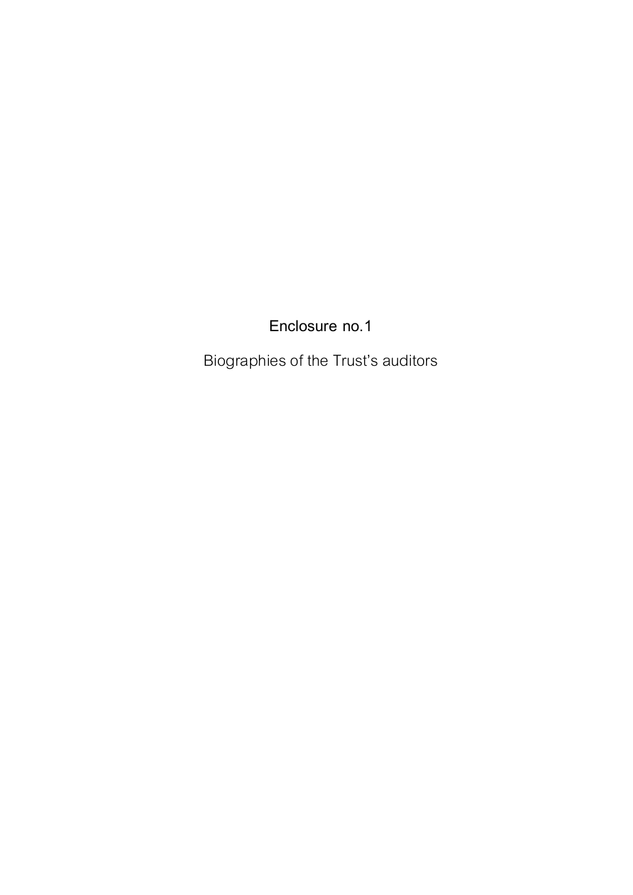# Enclosure no.1

Biographies of the Trust's auditors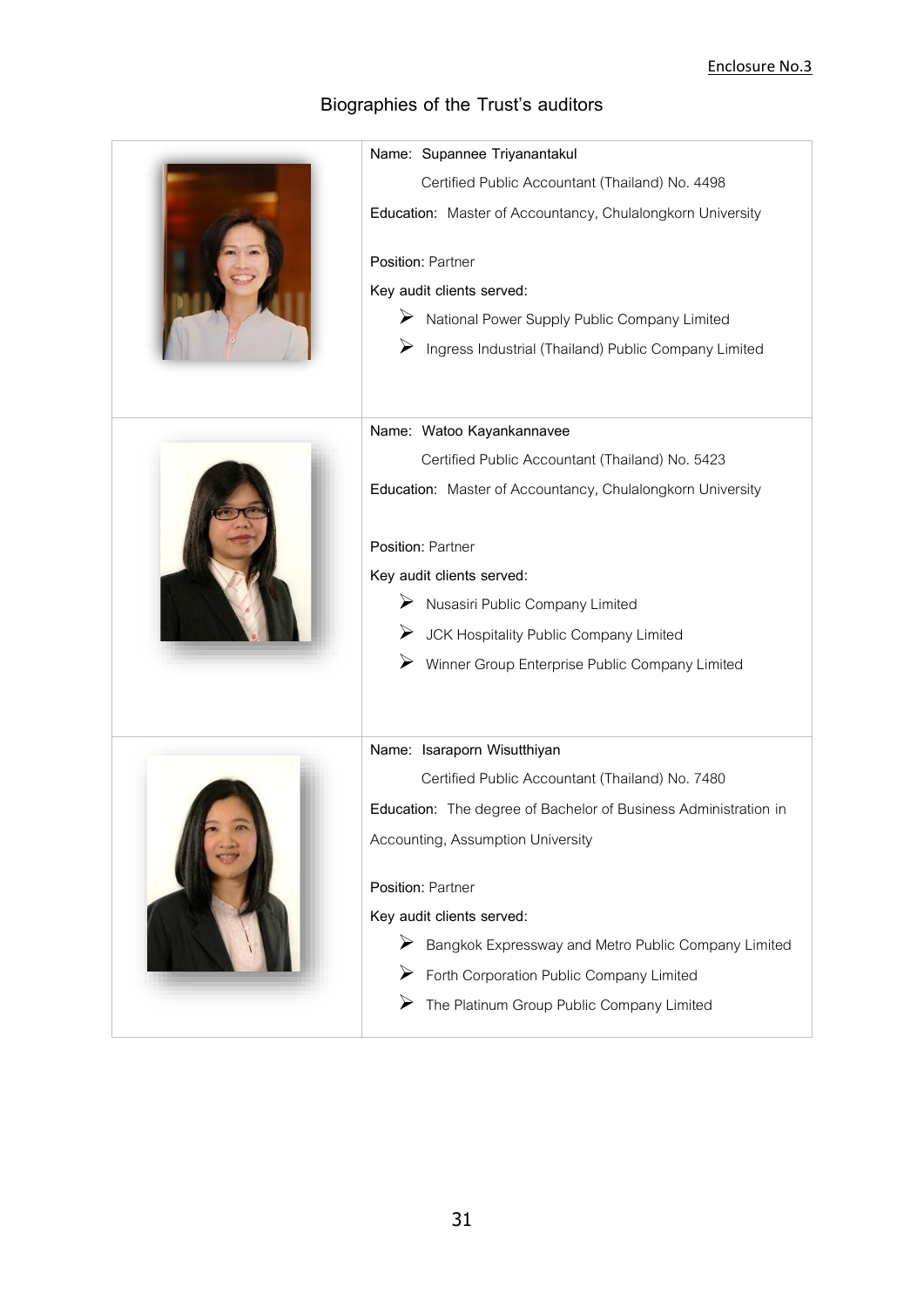Enclosure No.3

## Biographies of the Trust's auditors

| | |
|---|---|
| | Name: Supannee Triyanantakul<br>Certified Public Accountant (Thailand) No. 4498<br>Education: Master of Accountancy, Chulalongkorn University<br><br>Position: Partner<br>Key audit clients served:<br>➢ National Power Supply Public Company Limited<br>➢ Ingress Industrial (Thailand) Public Company Limited |
| | Name: Watoo Kayankannavee<br>Certified Public Accountant (Thailand) No. 5423<br>Education: Master of Accountancy, Chulalongkorn University<br><br>Position: Partner<br>Key audit clients served:<br>➢ Nusasiri Public Company Limited<br>➢ JCK Hospitality Public Company Limited<br>➢ Winner Group Enterprise Public Company Limited |
| | Name: Isaraporn Wisutthiyan<br>Certified Public Accountant (Thailand) No. 7480<br>Education: The degree of Bachelor of Business Administration in Accounting, Assumption University<br><br>Position: Partner<br>Key audit clients served:<br>➢ Bangkok Expressway and Metro Public Company Limited<br>➢ Forth Corporation Public Company Limited<br>➢ The Platinum Group Public Company Limited |